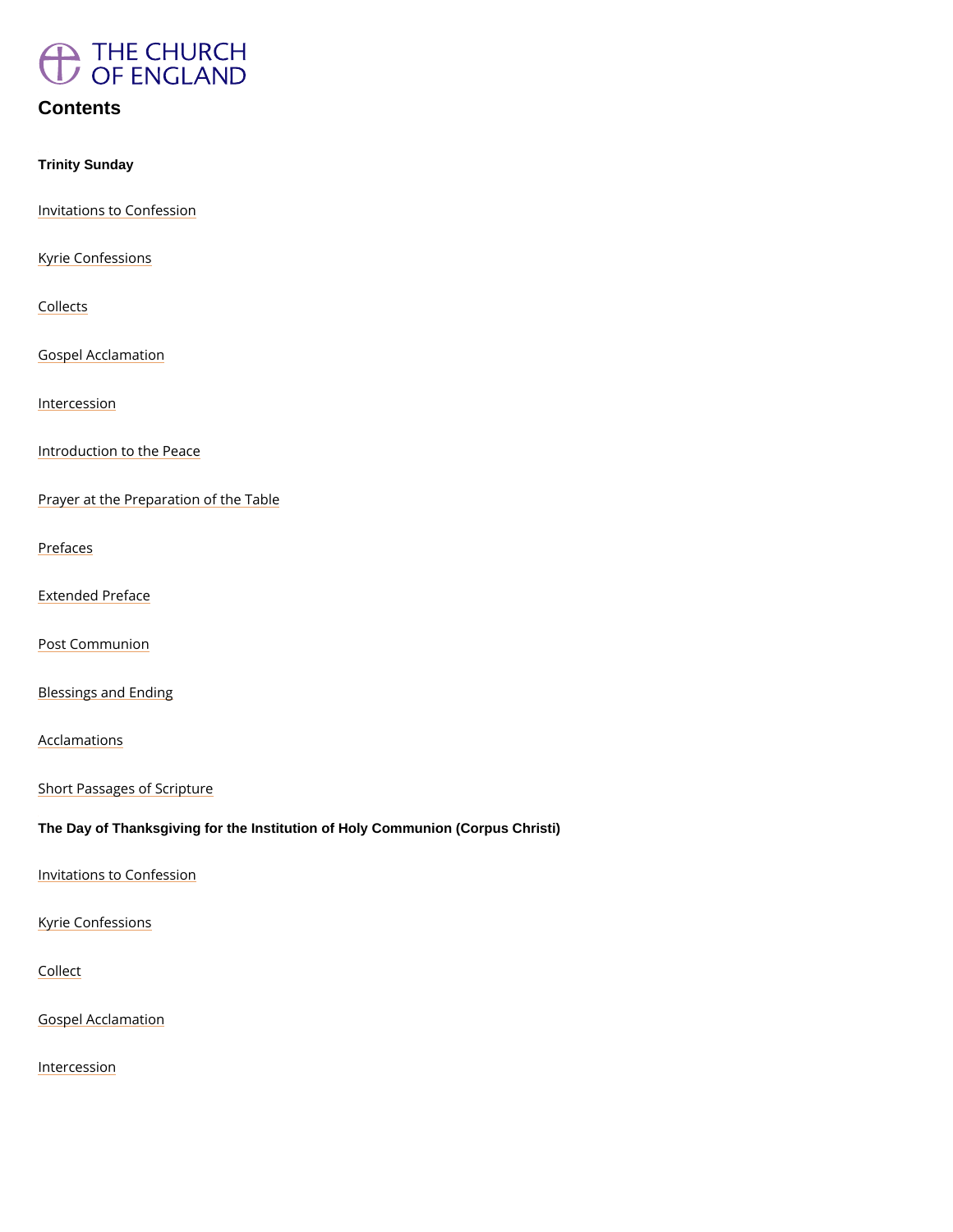THE CHURCH OF ENGLAND

# Contents

**Trinity Sunday**

Invitations to Confession

Kyrie Confessions

Collects

Gospel Acclamation

Intercession

Introduction to the Peace

Prayer at the Preparation of the Table

Prefaces

Extended Preface

Post Communion

Blessings and Ending

Acclamations

Short Passages of Scripture

**The Day of Thanksgiving for the Institution of Holy Communion (Corpus Christi)**

Invitations to Confession

Kyrie Confessions

Collect

Gospel Acclamation

Intercession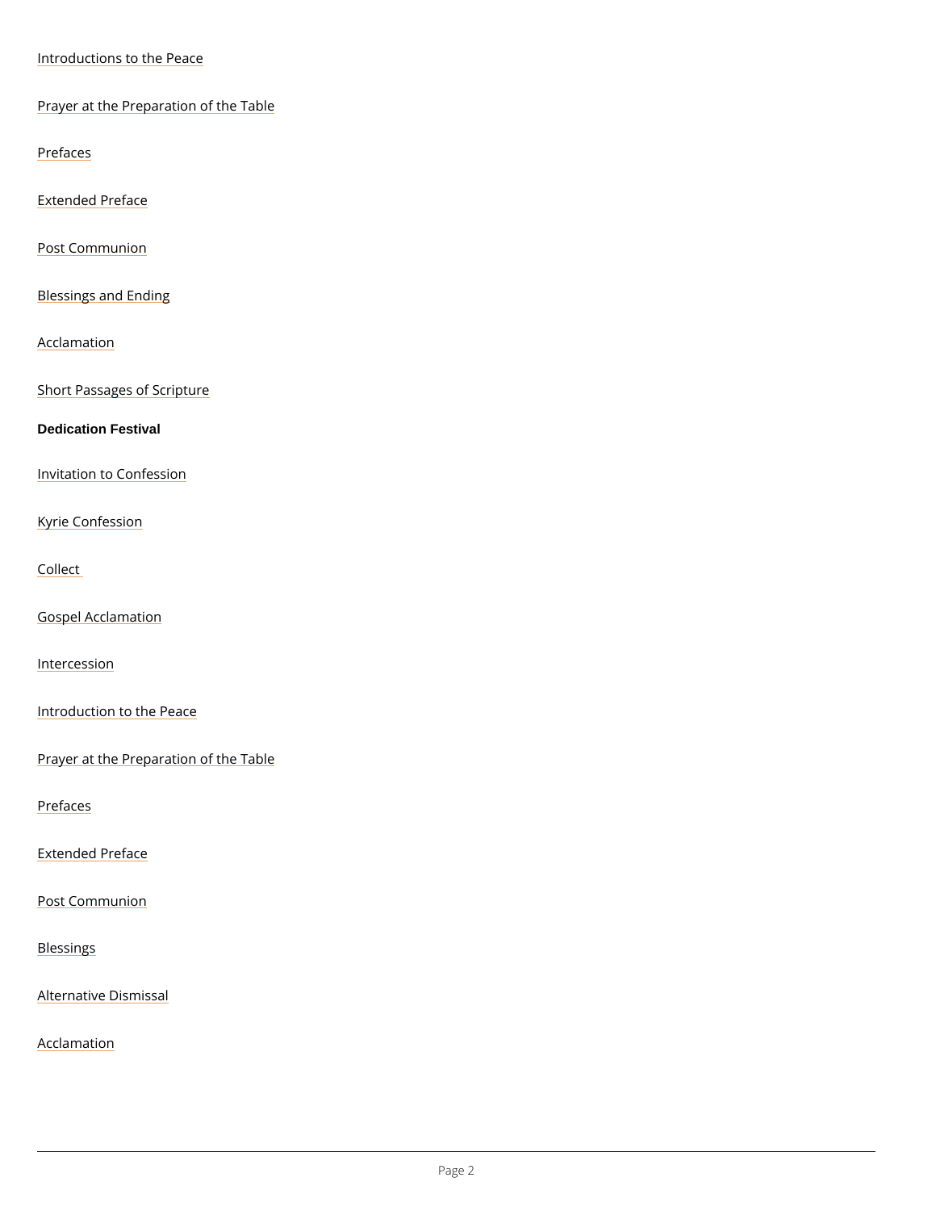Introductions to the Peace

Prayer at the Preparation of the Table

Prefaces

Extended Preface

Post Communion

Blessings and Ending

Acclamation

Short Passages of Scripture

**Dedication Festival**

Invitation to Confession

Kyrie Confession

Collect

Gospel Acclamation

Intercession

Introduction to the Peace

Prayer at the Preparation of the Table

Prefaces

Extended Preface

Post Communion

Blessings

Alternative Dismissal

Acclamation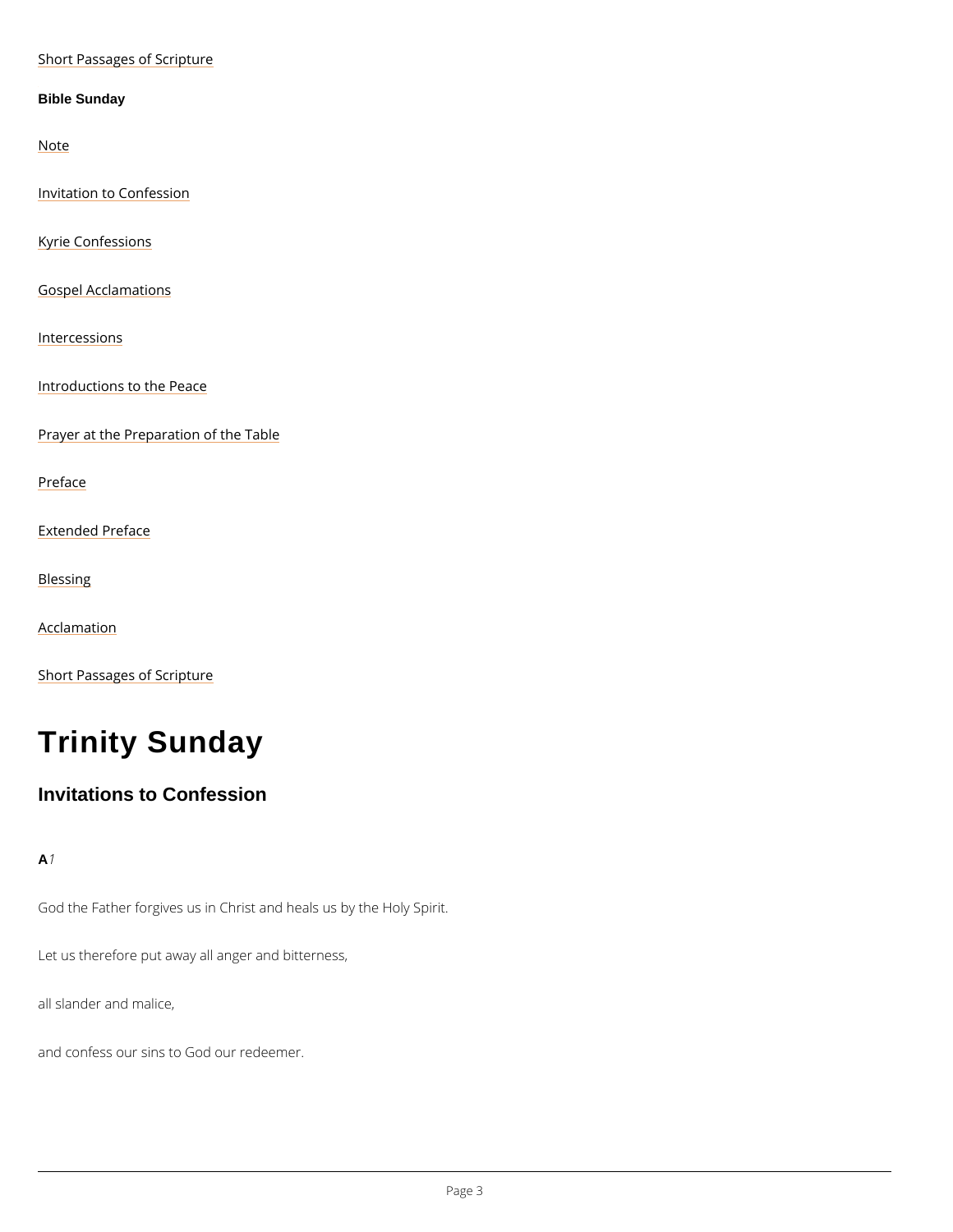Short Passages of Scripture

**Bible Sunday**

Note

Invitation to Confession

Kyrie Confessions

Gospel Acclamations

Intercessions

Introductions to the Peace

Prayer at the Preparation of the Table

Preface

Extended Preface

Blessing

Acclamation

Short Passages of Scripture

# Trinity Sunday

## Invitations to Confession

**A** *1*

God the Father forgives us in Christ and heals us by the Holy Spirit.

Let us therefore put away all anger and bitterness,

all slander and malice,

and confess our sins to God our redeemer.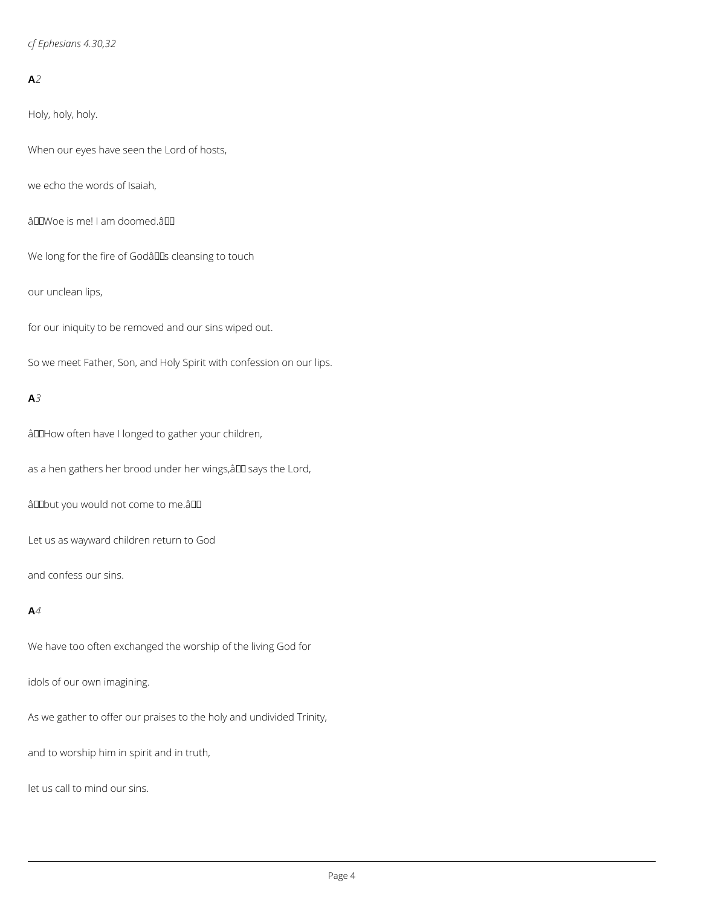*cf Ephesians 4.30,32*

**A***2*

Holy, holy, holy.

When our eyes have seen the Lord of hosts,

we echo the words of Isaiah,

âWoe is me! I am doomed.â

We long for the fire of Godâs cleansing to touch

our unclean lips,

for our iniquity to be removed and our sins wiped out.

So we meet Father, Son, and Holy Spirit with confession on our lips.

**A***3*

âHow often have I longed to gather your children,

as a hen gathers her brood under her wings,â says the Lord,

âbut you would not come to me.â

Let us as wayward children return to God

and confess our sins.

**A***4*

We have too often exchanged the worship of the living God for

idols of our own imagining.

As we gather to offer our praises to the holy and undivided Trinity,

and to worship him in spirit and in truth,

let us call to mind our sins.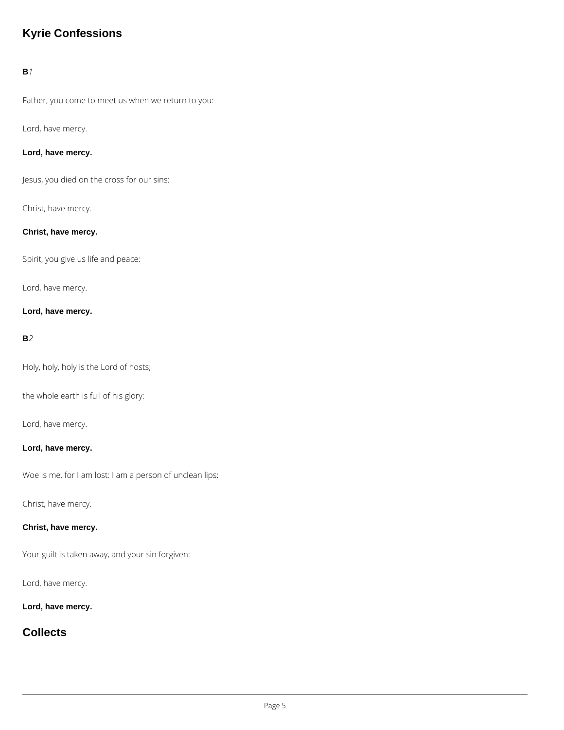## Kyrie Confessions

**B***1*

Father, you come to meet us when we return to you:

Lord, have mercy.

**Lord, have mercy.**

Jesus, you died on the cross for our sins:

Christ, have mercy.

**Christ, have mercy.**

Spirit, you give us life and peace:

Lord, have mercy.

**Lord, have mercy.**

**B***2*

Holy, holy, holy is the Lord of hosts;

the whole earth is full of his glory:

Lord, have mercy.

**Lord, have mercy.**

Woe is me, for I am lost: I am a person of unclean lips:

Christ, have mercy.

**Christ, have mercy.**

Your guilt is taken away, and your sin forgiven:

Lord, have mercy.

**Lord, have mercy.**

## Collects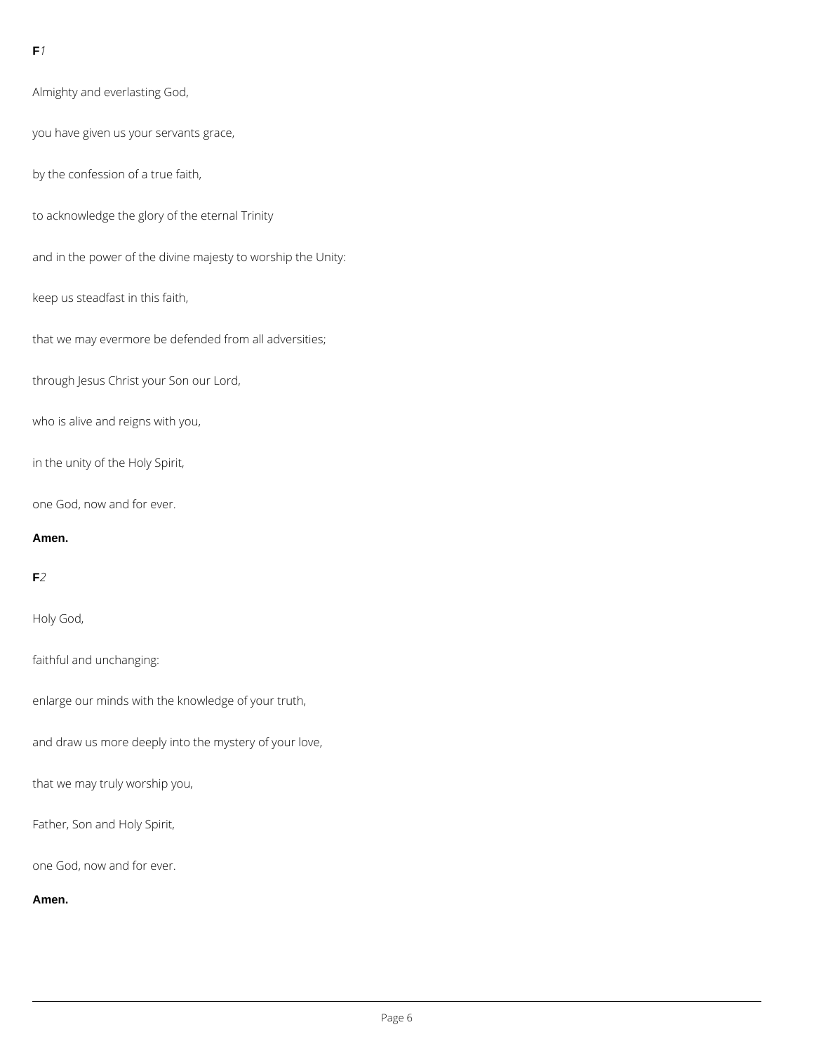**F***1*

Almighty and everlasting God,

you have given us your servants grace,

by the confession of a true faith,

to acknowledge the glory of the eternal Trinity

and in the power of the divine majesty to worship the Unity:

keep us steadfast in this faith,

that we may evermore be defended from all adversities;

through Jesus Christ your Son our Lord,

who is alive and reigns with you,

in the unity of the Holy Spirit,

one God, now and for ever.

**Amen.**

**F***2*

Holy God,

faithful and unchanging:

enlarge our minds with the knowledge of your truth,

and draw us more deeply into the mystery of your love,

that we may truly worship you,

Father, Son and Holy Spirit,

one God, now and for ever.

**Amen.**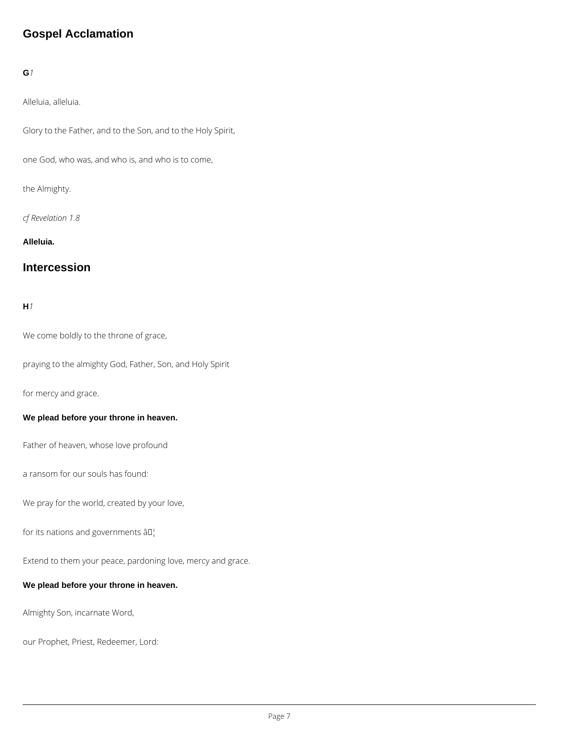## Gospel Acclamation

**G***1*

Alleluia, alleluia.

Glory to the Father, and to the Son, and to the Holy Spirit,

one God, who was, and who is, and who is to come,

the Almighty.

*cf Revelation 1.8*

**Alleluia.**

## Intercession

**H***1*

We come boldly to the throne of grace,

praying to the almighty God, Father, Son, and Holy Spirit

for mercy and grace.

**We plead before your throne in heaven.**

Father of heaven, whose love profound

a ransom for our souls has found:

We pray for the world, created by your love,

for its nations and governments â¦

Extend to them your peace, pardoning love, mercy and grace.

**We plead before your throne in heaven.**

Almighty Son, incarnate Word,

our Prophet, Priest, Redeemer, Lord: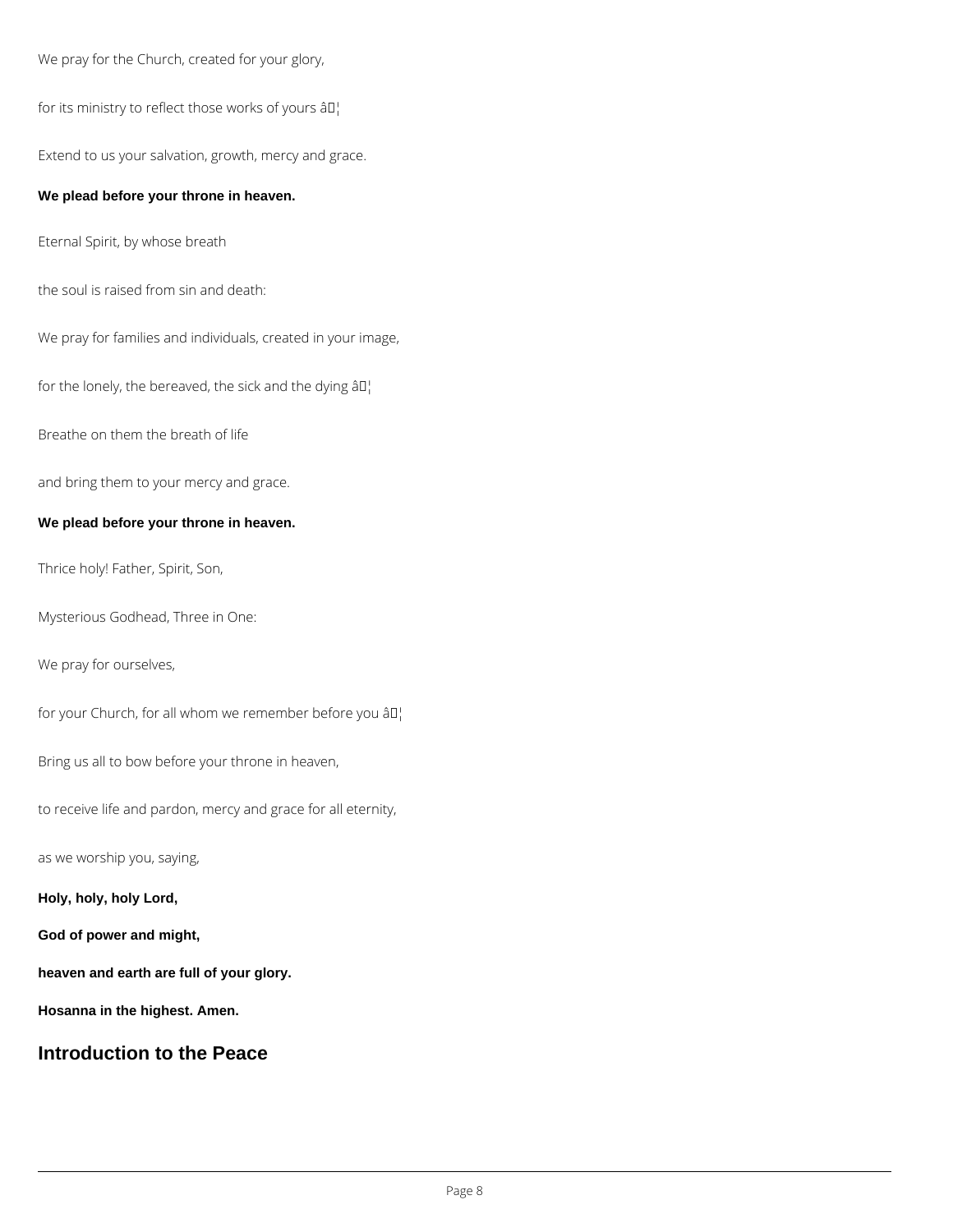We pray for the Church, created for your glory,

for its ministry to reflect those works of yours â¦

Extend to us your salvation, growth, mercy and grace.

**We plead before your throne in heaven.**

Eternal Spirit, by whose breath

the soul is raised from sin and death:

We pray for families and individuals, created in your image,

for the lonely, the bereaved, the sick and the dying â¦

Breathe on them the breath of life

and bring them to your mercy and grace.

**We plead before your throne in heaven.**

Thrice holy! Father, Spirit, Son,

Mysterious Godhead, Three in One:

We pray for ourselves,

for your Church, for all whom we remember before you â¦

Bring us all to bow before your throne in heaven,

to receive life and pardon, mercy and grace for all eternity,

as we worship you, saying,

**Holy, holy, holy Lord,**

**God of power and might,**

**heaven and earth are full of your glory.**

**Hosanna in the highest. Amen.**

## Introduction to the Peace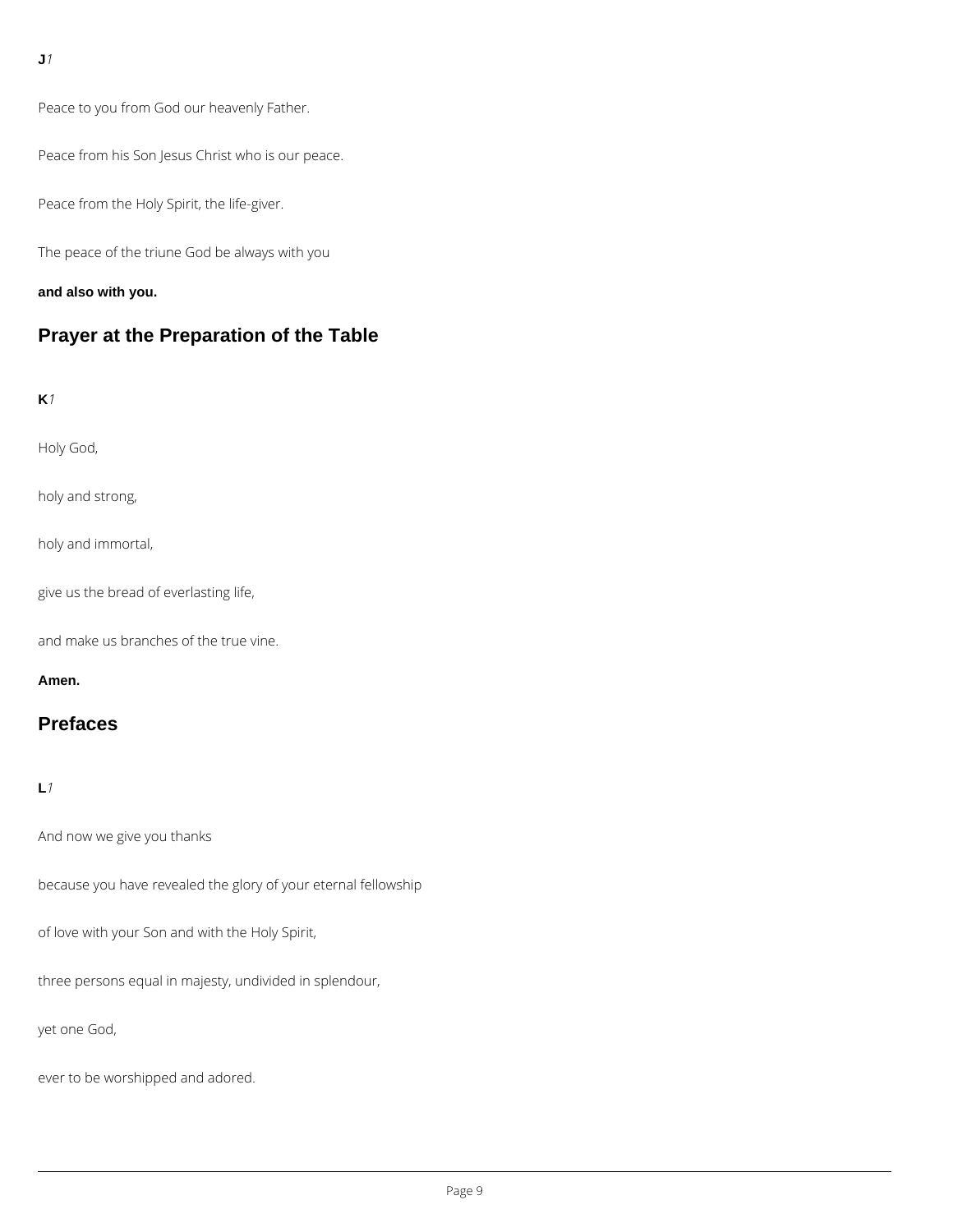**J** *1*

Peace to you from God our heavenly Father.

Peace from his Son Jesus Christ who is our peace.

Peace from the Holy Spirit, the life-giver.

The peace of the triune God be always with you

**and also with you.**

## Prayer at the Preparation of the Table

**K** *1*

Holy God,

holy and strong,

holy and immortal,

give us the bread of everlasting life,

and make us branches of the true vine.

**Amen.**

## Prefaces

**L** *1*

And now we give you thanks

because you have revealed the glory of your eternal fellowship

of love with your Son and with the Holy Spirit,

three persons equal in majesty, undivided in splendour,

yet one God,

ever to be worshipped and adored.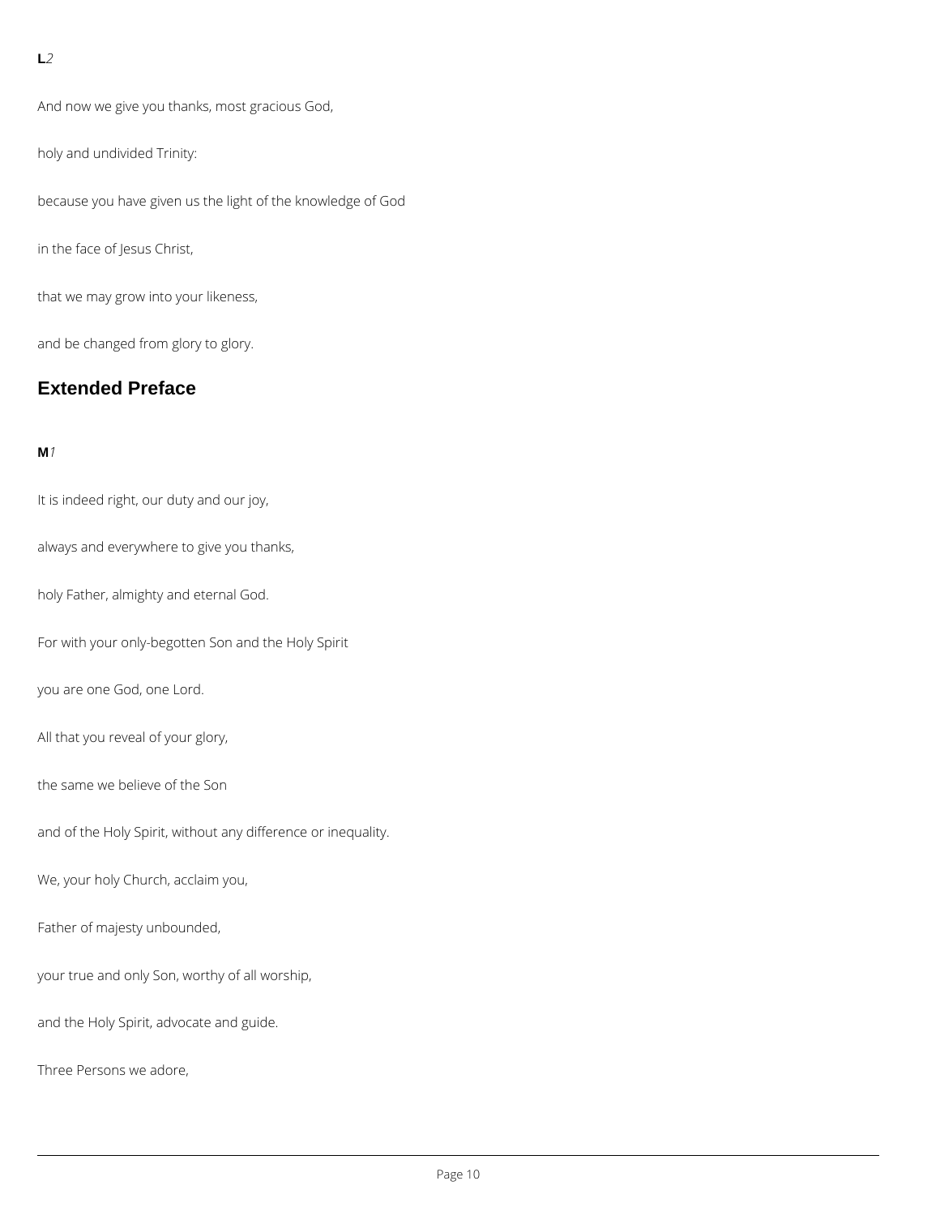**L***2*

And now we give you thanks, most gracious God,

holy and undivided Trinity:

because you have given us the light of the knowledge of God

in the face of Jesus Christ,

that we may grow into your likeness,

and be changed from glory to glory.

## Extended Preface

**M***1*

It is indeed right, our duty and our joy,

always and everywhere to give you thanks,

holy Father, almighty and eternal God.

For with your only-begotten Son and the Holy Spirit

you are one God, one Lord.

All that you reveal of your glory,

the same we believe of the Son

and of the Holy Spirit, without any difference or inequality.

We, your holy Church, acclaim you,

Father of majesty unbounded,

your true and only Son, worthy of all worship,

and the Holy Spirit, advocate and guide.

Three Persons we adore,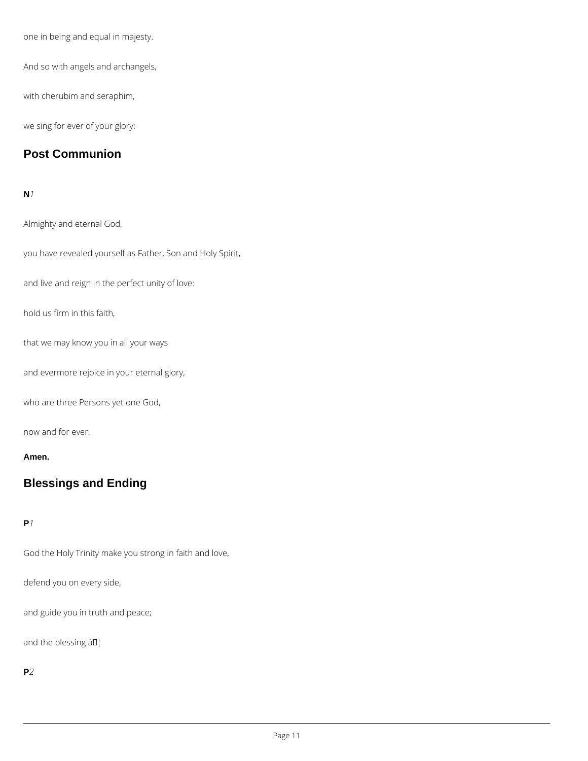one in being and equal in majesty.

And so with angels and archangels,

with cherubim and seraphim,

we sing for ever of your glory:

## Post Communion

**N***1*

Almighty and eternal God,

you have revealed yourself as Father, Son and Holy Spirit,

and live and reign in the perfect unity of love:

hold us firm in this faith,

that we may know you in all your ways

and evermore rejoice in your eternal glory,

who are three Persons yet one God,

now and for ever.

**Amen.**

## Blessings and Ending

**P***1*

God the Holy Trinity make you strong in faith and love,

defend you on every side,

and guide you in truth and peace;

and the blessing â¦

**P***2*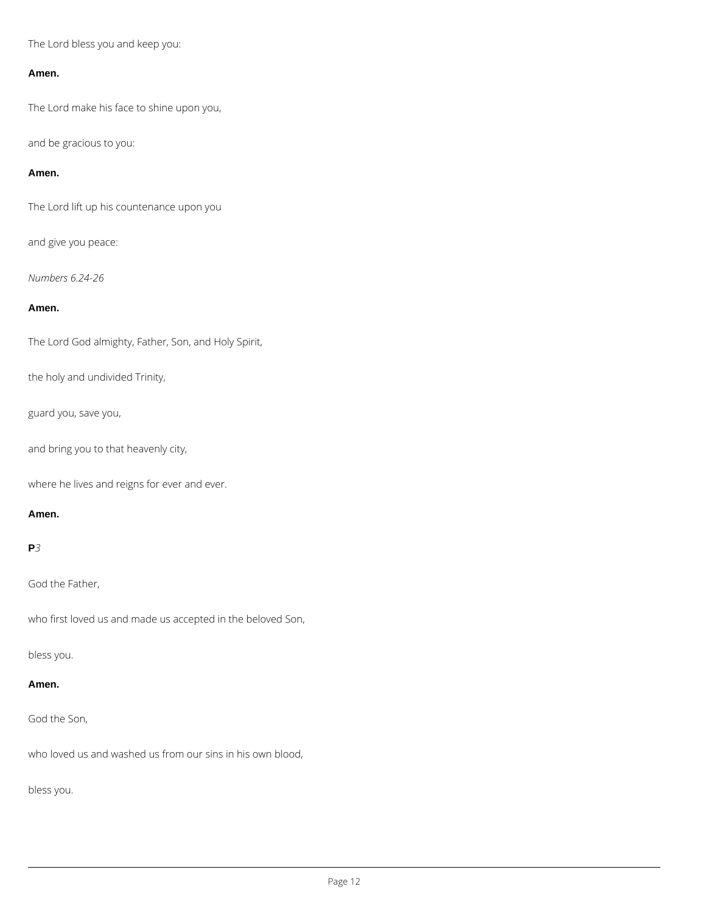The Lord bless you and keep you:

**Amen.**

The Lord make his face to shine upon you,

and be gracious to you:

**Amen.**

The Lord lift up his countenance upon you

and give you peace:

*Numbers 6.24-26*

**Amen.**

The Lord God almighty, Father, Son, and Holy Spirit,

the holy and undivided Trinity,

guard you, save you,

and bring you to that heavenly city,

where he lives and reigns for ever and ever.

**Amen.**

**P***3*

God the Father,

who first loved us and made us accepted in the beloved Son,

bless you.

**Amen.**

God the Son,

who loved us and washed us from our sins in his own blood,

bless you.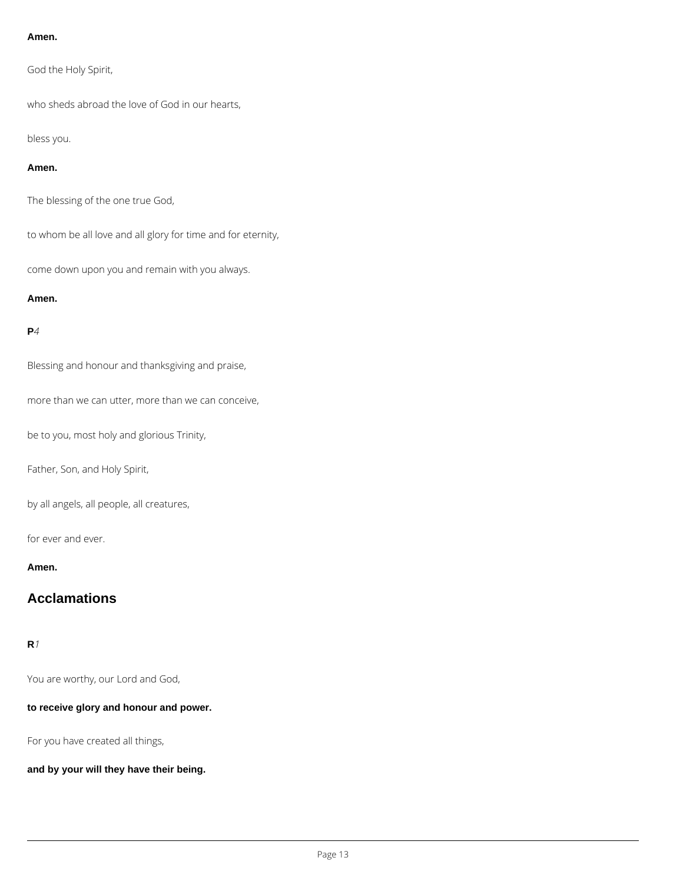**Amen.**

God the Holy Spirit,

who sheds abroad the love of God in our hearts,

bless you.

**Amen.**

The blessing of the one true God,

to whom be all love and all glory for time and for eternity,

come down upon you and remain with you always.

**Amen.**

**P***4*

Blessing and honour and thanksgiving and praise,

more than we can utter, more than we can conceive,

be to you, most holy and glorious Trinity,

Father, Son, and Holy Spirit,

by all angels, all people, all creatures,

for ever and ever.

**Amen.**

## Acclamations

**R***1*

You are worthy, our Lord and God,

**to receive glory and honour and power.**

For you have created all things,

**and by your will they have their being.**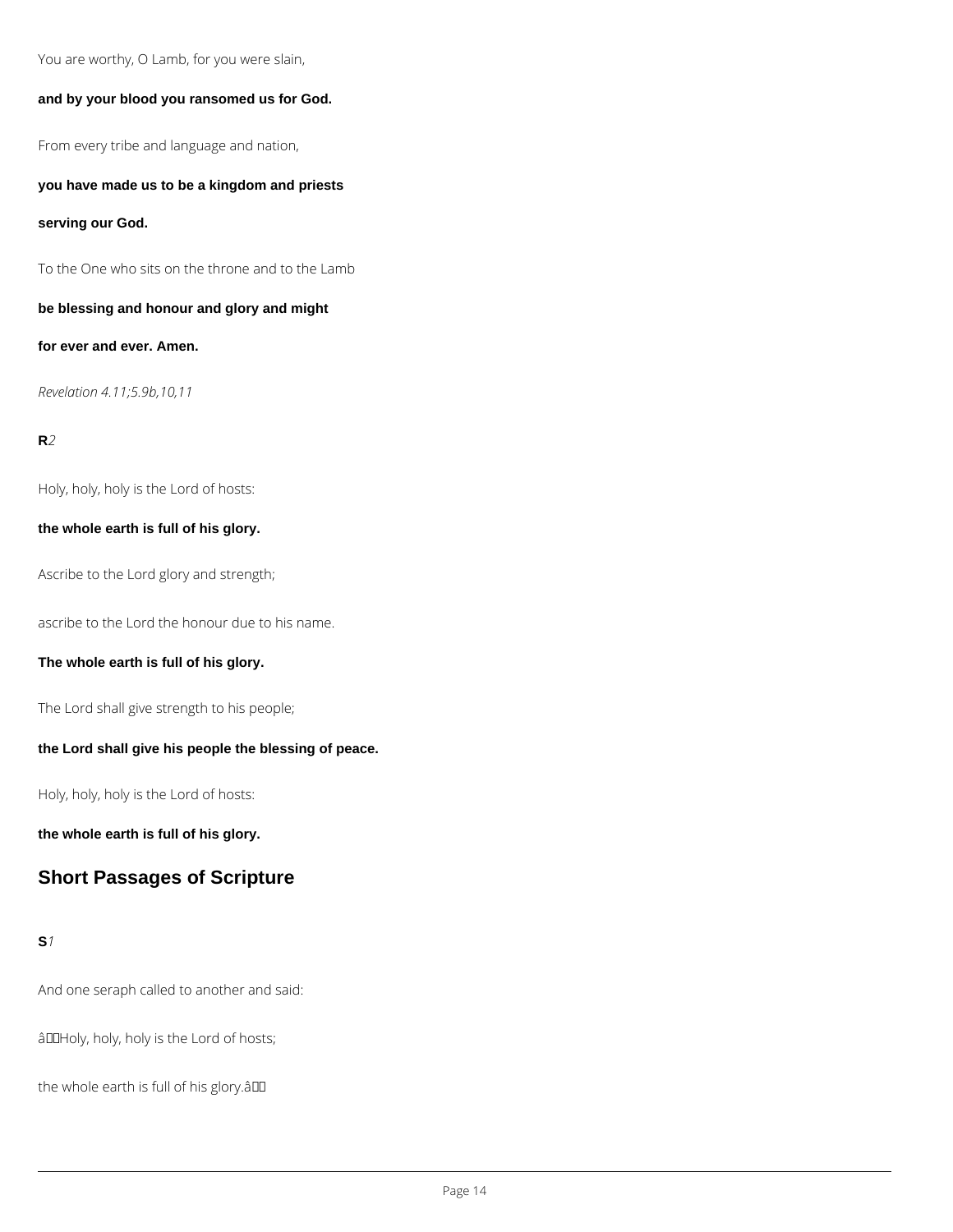You are worthy, O Lamb, for you were slain,

**and by your blood you ransomed us for God.**

From every tribe and language and nation,

**you have made us to be a kingdom and priests**

**serving our God.**

To the One who sits on the throne and to the Lamb

**be blessing and honour and glory and might**

**for ever and ever. Amen.**

*Revelation 4.11;5.9b,10,11*

**R***2*

Holy, holy, holy is the Lord of hosts:

**the whole earth is full of his glory.**

Ascribe to the Lord glory and strength;

ascribe to the Lord the honour due to his name.

**The whole earth is full of his glory.**

The Lord shall give strength to his people;

**the Lord shall give his people the blessing of peace.**

Holy, holy, holy is the Lord of hosts:

**the whole earth is full of his glory.**

## Short Passages of Scripture

**S***1*

And one seraph called to another and said:

âHoly, holy, holy is the Lord of hosts;

the whole earth is full of his glory.â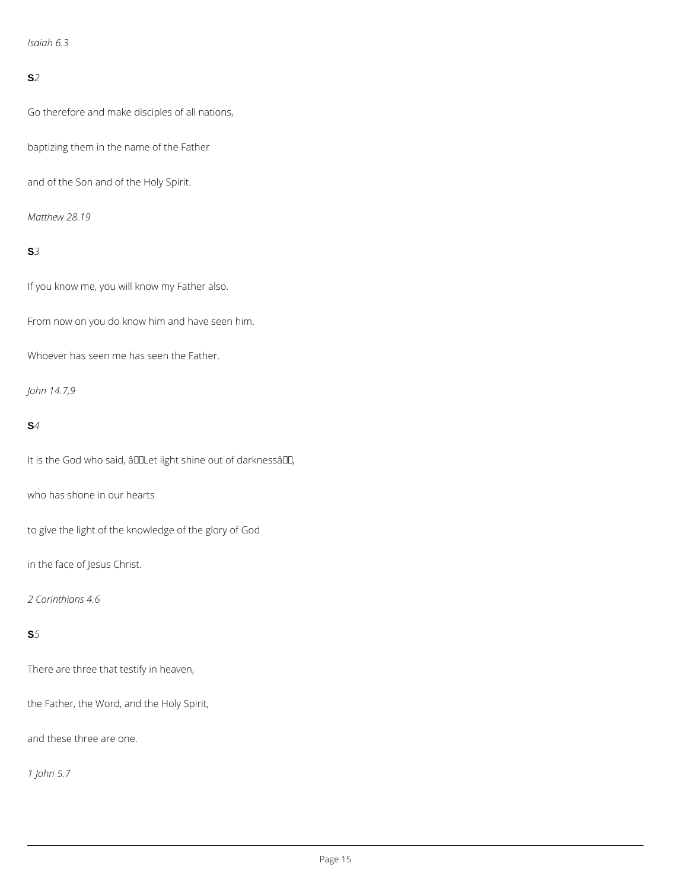*Isaiah 6.3*

**S***2*

Go therefore and make disciples of all nations,

baptizing them in the name of the Father

and of the Son and of the Holy Spirit.

*Matthew 28.19*

**S***3*

If you know me, you will know my Father also.

From now on you do know him and have seen him.

Whoever has seen me has seen the Father.

*John 14.7,9*

**S***4*

It is the God who said, "Let light shine out of darkness",

who has shone in our hearts

to give the light of the knowledge of the glory of God

in the face of Jesus Christ.

*2 Corinthians 4.6*

**S***5*

There are three that testify in heaven,

the Father, the Word, and the Holy Spirit,

and these three are one.

*1 John 5.7*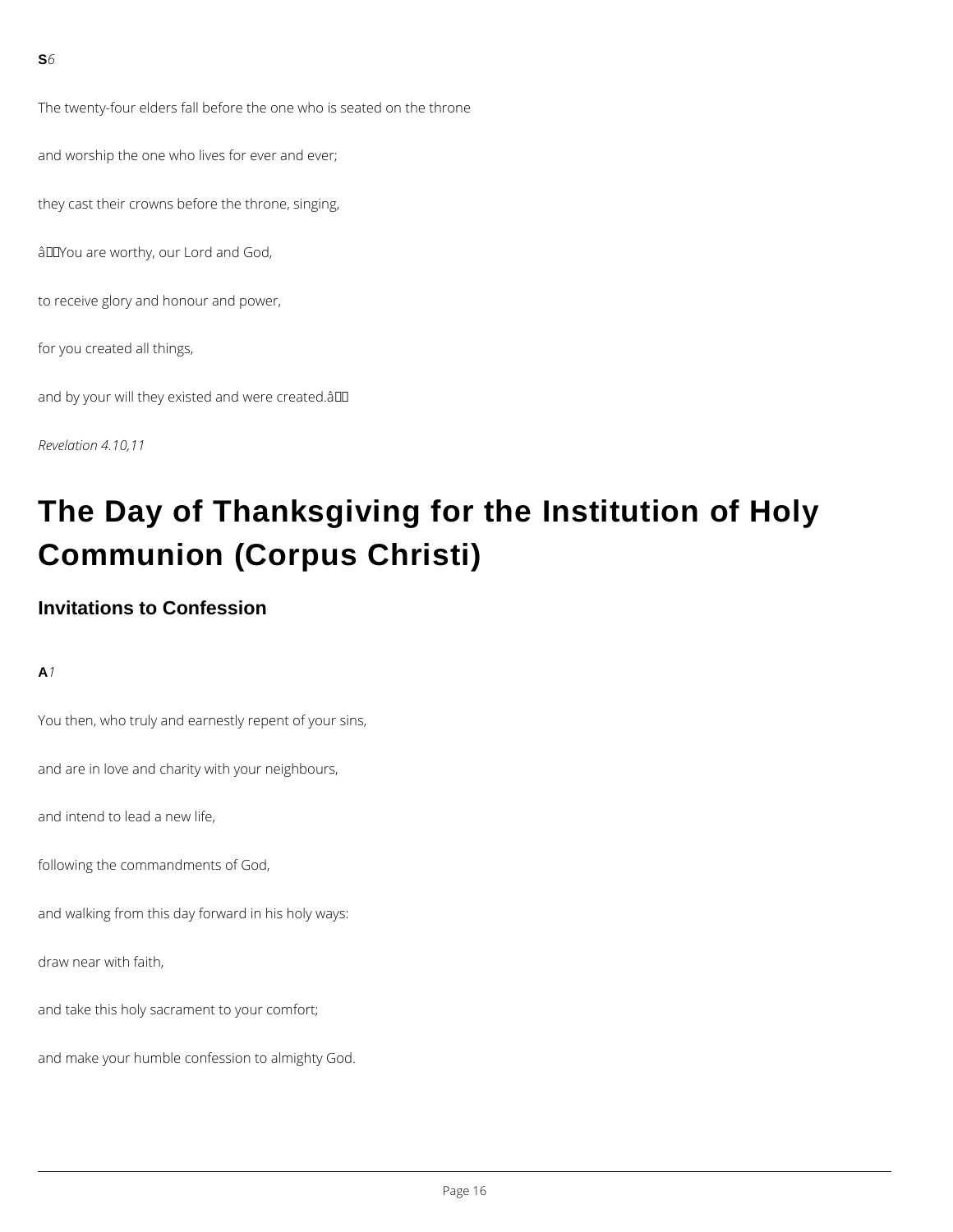**S** *6*

The twenty-four elders fall before the one who is seated on the throne

and worship the one who lives for ever and ever;

they cast their crowns before the throne, singing,

‘You are worthy, our Lord and God,

to receive glory and honour and power,

for you created all things,

and by your will they existed and were created.’

*Revelation 4.10,11*

# The Day of Thanksgiving for the Institution of Holy Communion (Corpus Christi)

## Invitations to Confession

**A** *1*

You then, who truly and earnestly repent of your sins,

and are in love and charity with your neighbours,

and intend to lead a new life,

following the commandments of God,

and walking from this day forward in his holy ways:

draw near with faith,

and take this holy sacrament to your comfort;

and make your humble confession to almighty God.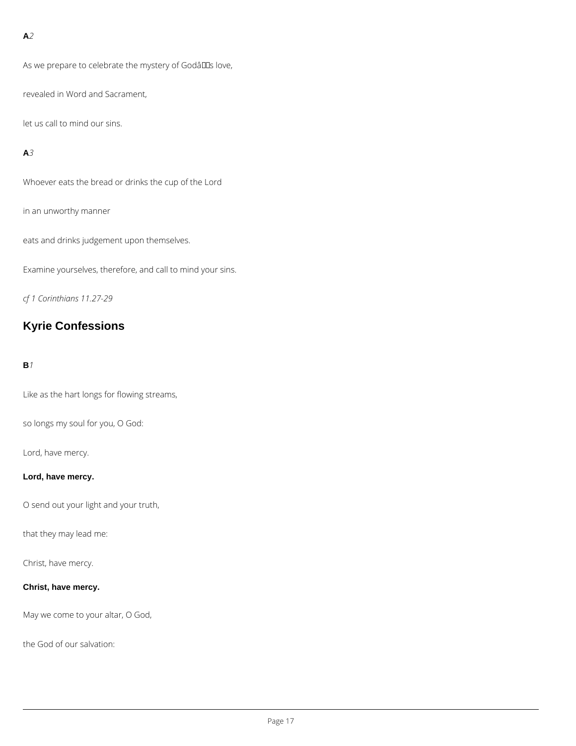**A***2*

As we prepare to celebrate the mystery of Godâs love,

revealed in Word and Sacrament,

let us call to mind our sins.

**A***3*

Whoever eats the bread or drinks the cup of the Lord

in an unworthy manner

eats and drinks judgement upon themselves.

Examine yourselves, therefore, and call to mind your sins.

*cf 1 Corinthians 11.27-29*

## Kyrie Confessions

**B***1*

Like as the hart longs for flowing streams,

so longs my soul for you, O God:

Lord, have mercy.

**Lord, have mercy.**

O send out your light and your truth,

that they may lead me:

Christ, have mercy.

**Christ, have mercy.**

May we come to your altar, O God,

the God of our salvation: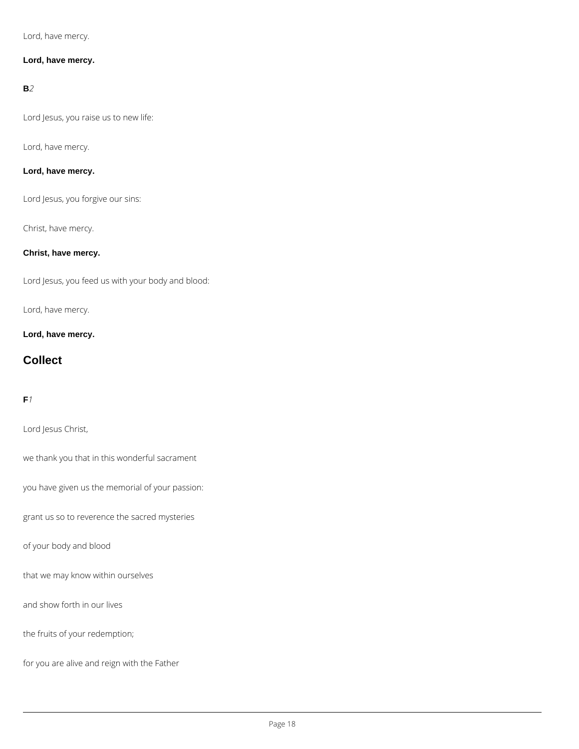Lord, have mercy.

**Lord, have mercy.**

**B***2*

Lord Jesus, you raise us to new life:

Lord, have mercy.

**Lord, have mercy.**

Lord Jesus, you forgive our sins:

Christ, have mercy.

**Christ, have mercy.**

Lord Jesus, you feed us with your body and blood:

Lord, have mercy.

**Lord, have mercy.**

## Collect

**F***1*

Lord Jesus Christ,

we thank you that in this wonderful sacrament

you have given us the memorial of your passion:

grant us so to reverence the sacred mysteries

of your body and blood

that we may know within ourselves

and show forth in our lives

the fruits of your redemption;

for you are alive and reign with the Father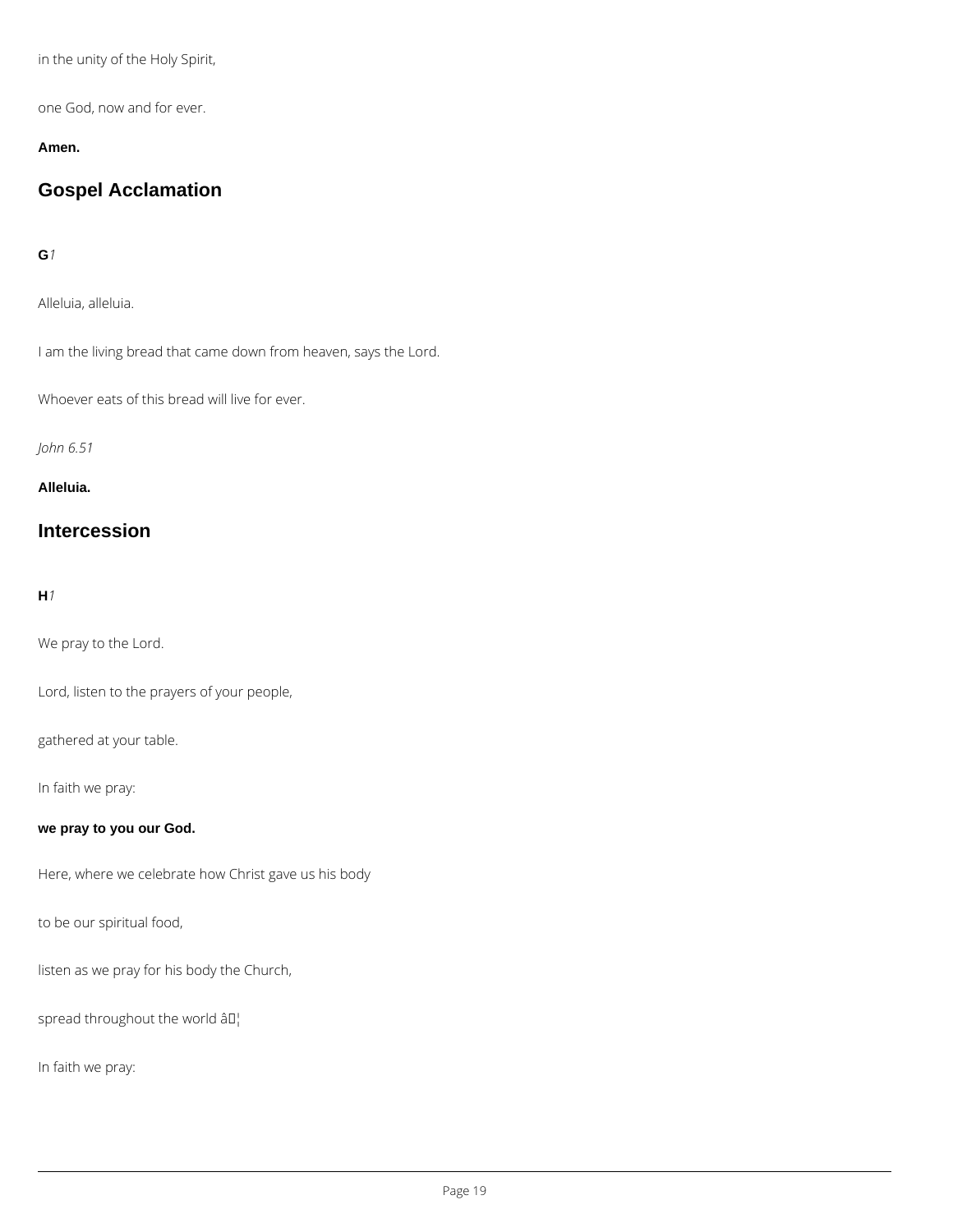in the unity of the Holy Spirit,

one God, now and for ever.

**Amen.**

## Gospel Acclamation

**G***1*

Alleluia, alleluia.

I am the living bread that came down from heaven, says the Lord.

Whoever eats of this bread will live for ever.

*John 6.51*

**Alleluia.**

## Intercession

**H***1*

We pray to the Lord.

Lord, listen to the prayers of your people,

gathered at your table.

In faith we pray:

**we pray to you our God.**

Here, where we celebrate how Christ gave us his body

to be our spiritual food,

listen as we pray for his body the Church,

spread throughout the world â¦

In faith we pray: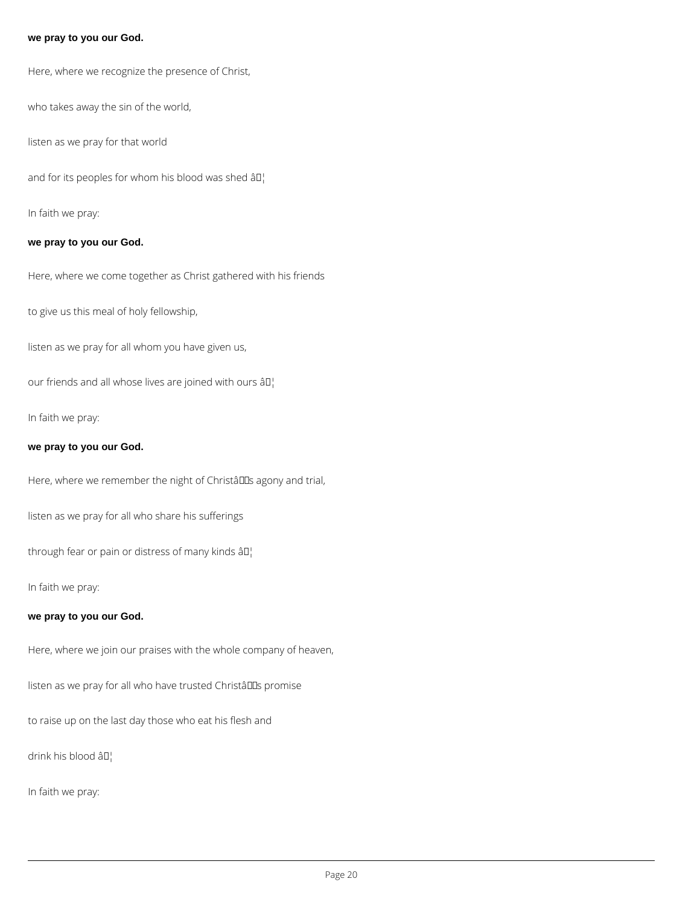**we pray to you our God.**

Here, where we recognize the presence of Christ,

who takes away the sin of the world,

listen as we pray for that world

and for its peoples for whom his blood was shed â�¦

In faith we pray:

**we pray to you our God.**

Here, where we come together as Christ gathered with his friends

to give us this meal of holy fellowship,

listen as we pray for all whom you have given us,

our friends and all whose lives are joined with ours â�¦

In faith we pray:

**we pray to you our God.**

Here, where we remember the night of Christâ��s agony and trial,

listen as we pray for all who share his sufferings

through fear or pain or distress of many kinds â�¦

In faith we pray:

**we pray to you our God.**

Here, where we join our praises with the whole company of heaven,

listen as we pray for all who have trusted Christâ��s promise

to raise up on the last day those who eat his flesh and

drink his blood âǀ¦

In faith we pray: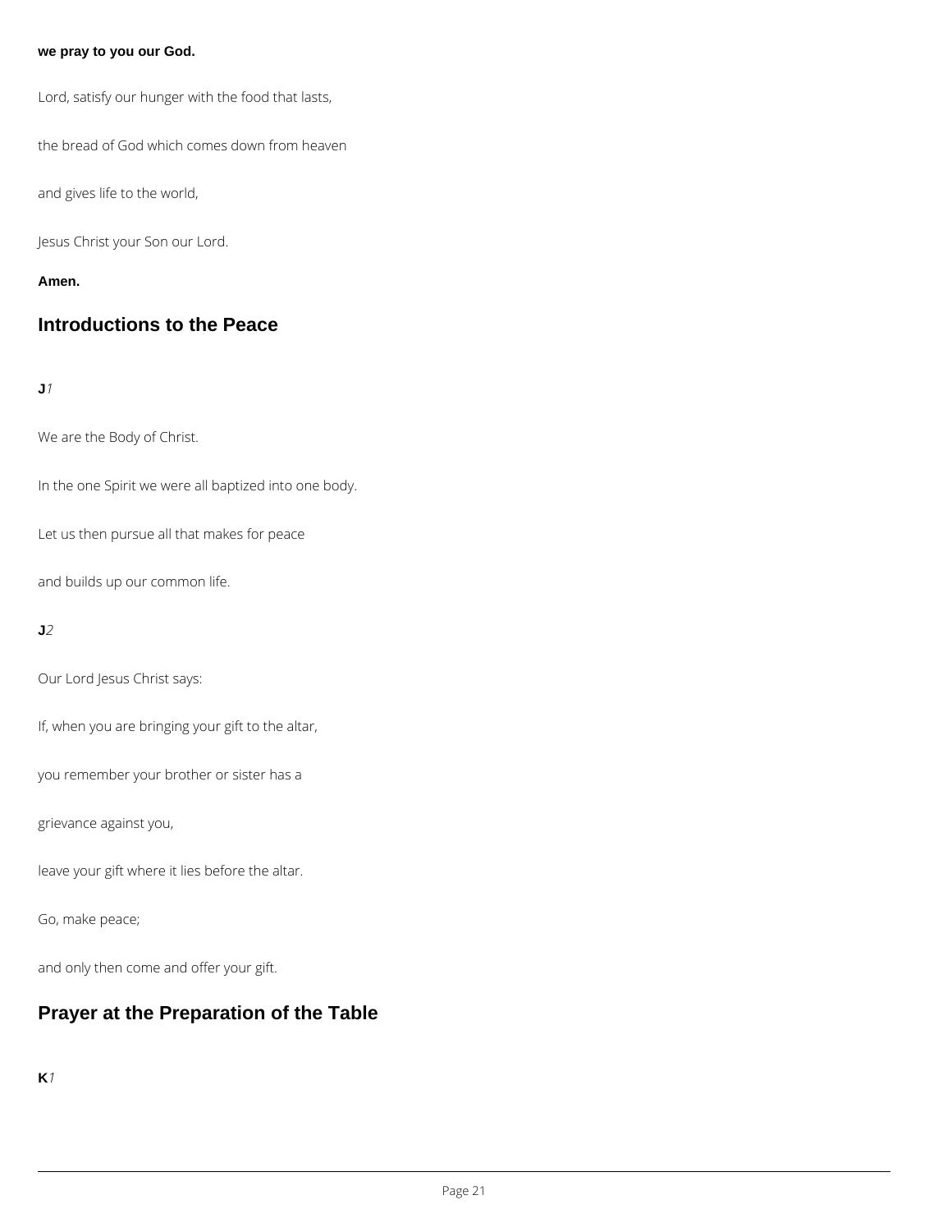**we pray to you our God.**

Lord, satisfy our hunger with the food that lasts,

the bread of God which comes down from heaven

and gives life to the world,

Jesus Christ your Son our Lord.

**Amen.**

## Introductions to the Peace

**J***1*

We are the Body of Christ.

In the one Spirit we were all baptized into one body.

Let us then pursue all that makes for peace

and builds up our common life.

**J***2*

Our Lord Jesus Christ says:

If, when you are bringing your gift to the altar,

you remember your brother or sister has a

grievance against you,

leave your gift where it lies before the altar.

Go, make peace;

and only then come and offer your gift.

## Prayer at the Preparation of the Table

**K***1*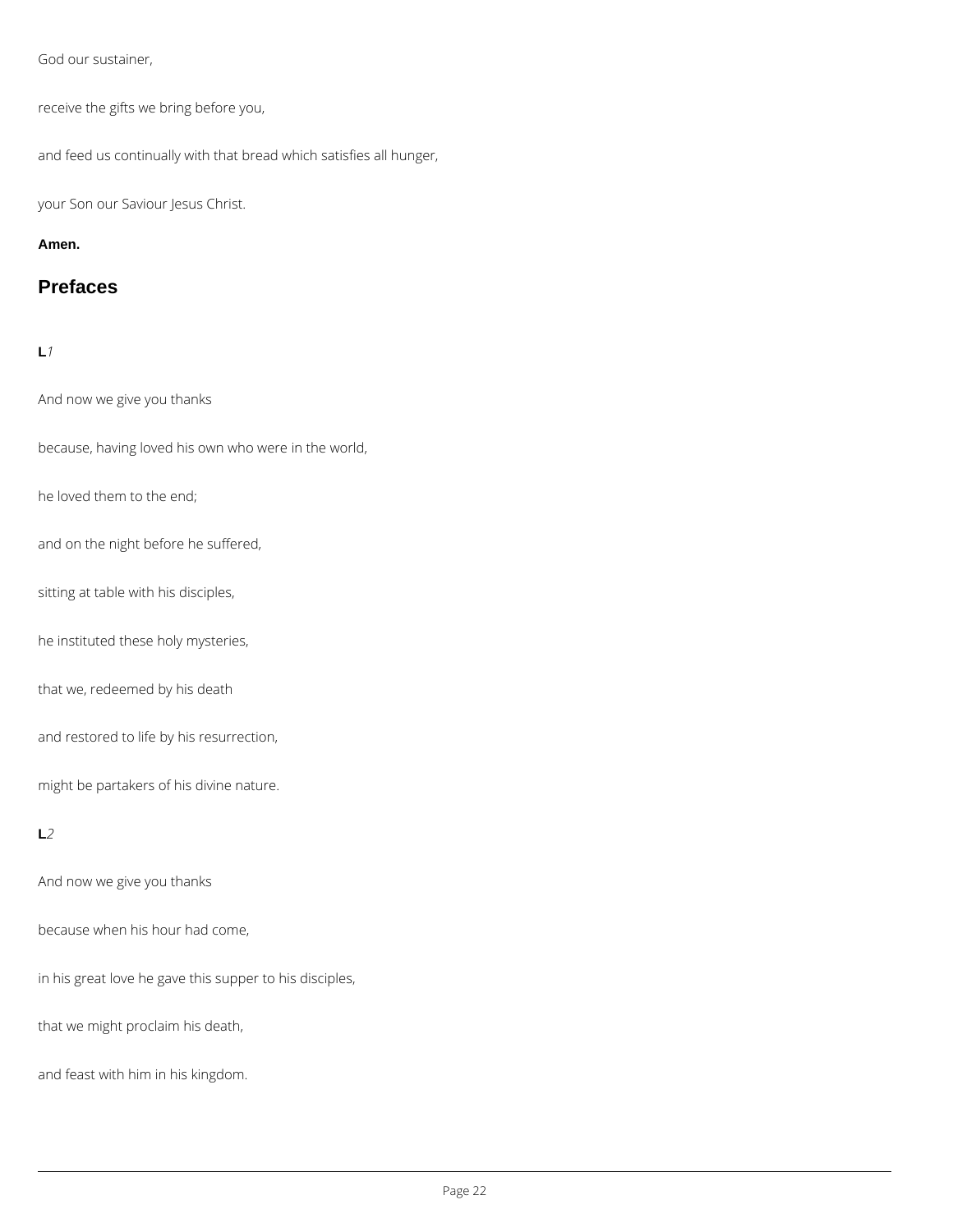God our sustainer,

receive the gifts we bring before you,

and feed us continually with that bread which satisfies all hunger,

your Son our Saviour Jesus Christ.

**Amen.**

## Prefaces

**L** *1*

And now we give you thanks

because, having loved his own who were in the world,

he loved them to the end;

and on the night before he suffered,

sitting at table with his disciples,

he instituted these holy mysteries,

that we, redeemed by his death

and restored to life by his resurrection,

might be partakers of his divine nature.

**L** *2*

And now we give you thanks

because when his hour had come,

in his great love he gave this supper to his disciples,

that we might proclaim his death,

and feast with him in his kingdom.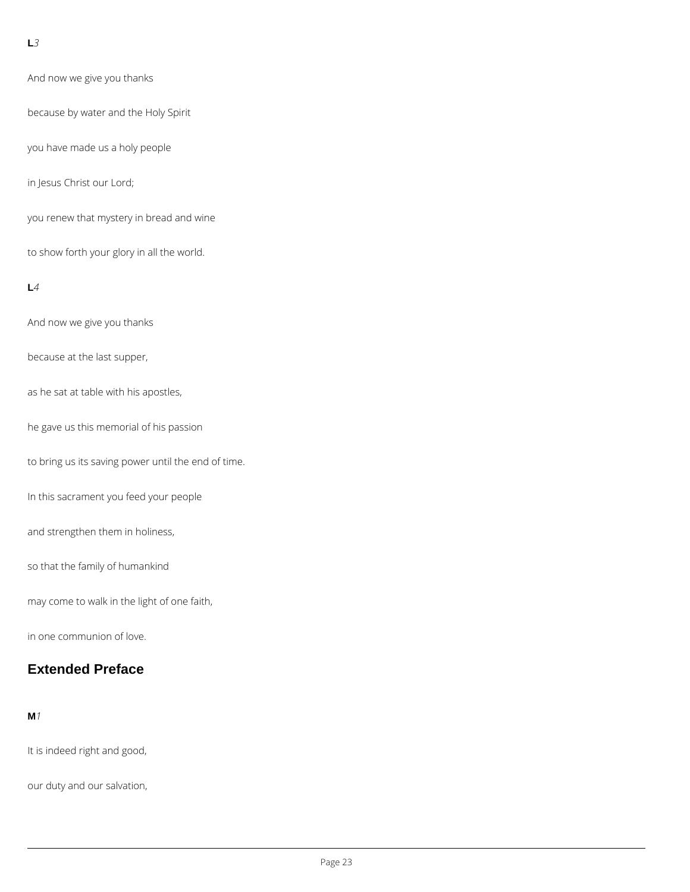**L***3*

And now we give you thanks

because by water and the Holy Spirit

you have made us a holy people

in Jesus Christ our Lord;

you renew that mystery in bread and wine

to show forth your glory in all the world.

**L***4*

And now we give you thanks

because at the last supper,

as he sat at table with his apostles,

he gave us this memorial of his passion

to bring us its saving power until the end of time.

In this sacrament you feed your people

and strengthen them in holiness,

so that the family of humankind

may come to walk in the light of one faith,

in one communion of love.

## Extended Preface

**M***1*

It is indeed right and good,

our duty and our salvation,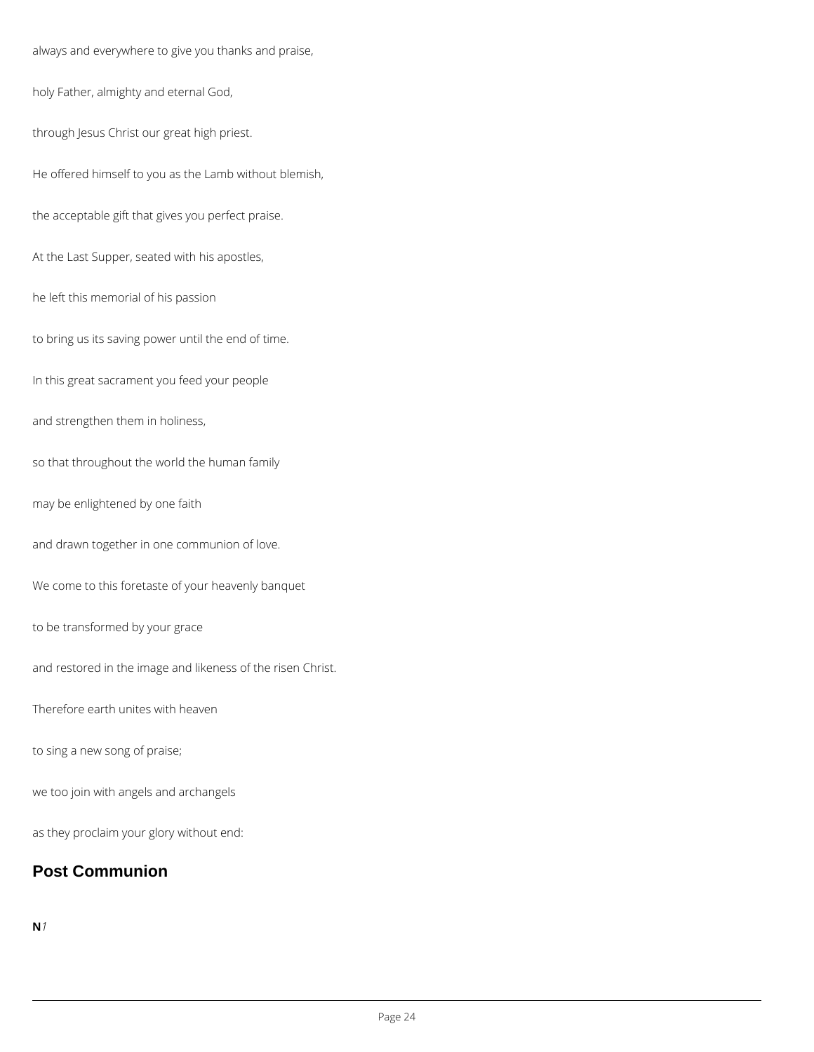always and everywhere to give you thanks and praise,

holy Father, almighty and eternal God,

through Jesus Christ our great high priest.

He offered himself to you as the Lamb without blemish,

the acceptable gift that gives you perfect praise.

At the Last Supper, seated with his apostles,

he left this memorial of his passion

to bring us its saving power until the end of time.

In this great sacrament you feed your people

and strengthen them in holiness,

so that throughout the world the human family

may be enlightened by one faith

and drawn together in one communion of love.

We come to this foretaste of your heavenly banquet

to be transformed by your grace

and restored in the image and likeness of the risen Christ.

Therefore earth unites with heaven

to sing a new song of praise;

we too join with angels and archangels

as they proclaim your glory without end:

## Post Communion

**N***1*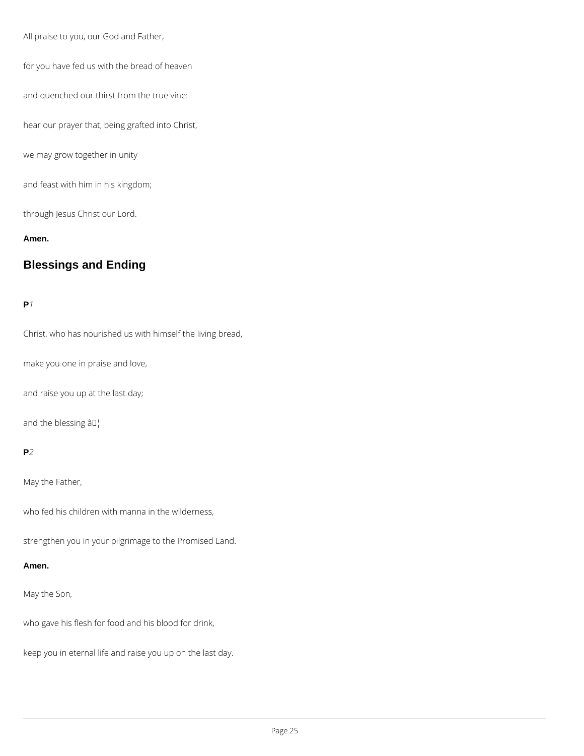All praise to you, our God and Father,

for you have fed us with the bread of heaven

and quenched our thirst from the true vine:

hear our prayer that, being grafted into Christ,

we may grow together in unity

and feast with him in his kingdom;

through Jesus Christ our Lord.

**Amen.**

## Blessings and Ending

**P** *1*

Christ, who has nourished us with himself the living bread,

make you one in praise and love,

and raise you up at the last day;

and the blessing âĀ¦

**P** *2*

May the Father,

who fed his children with manna in the wilderness,

strengthen you in your pilgrimage to the Promised Land.

**Amen.**

May the Son,

who gave his flesh for food and his blood for drink,

keep you in eternal life and raise you up on the last day.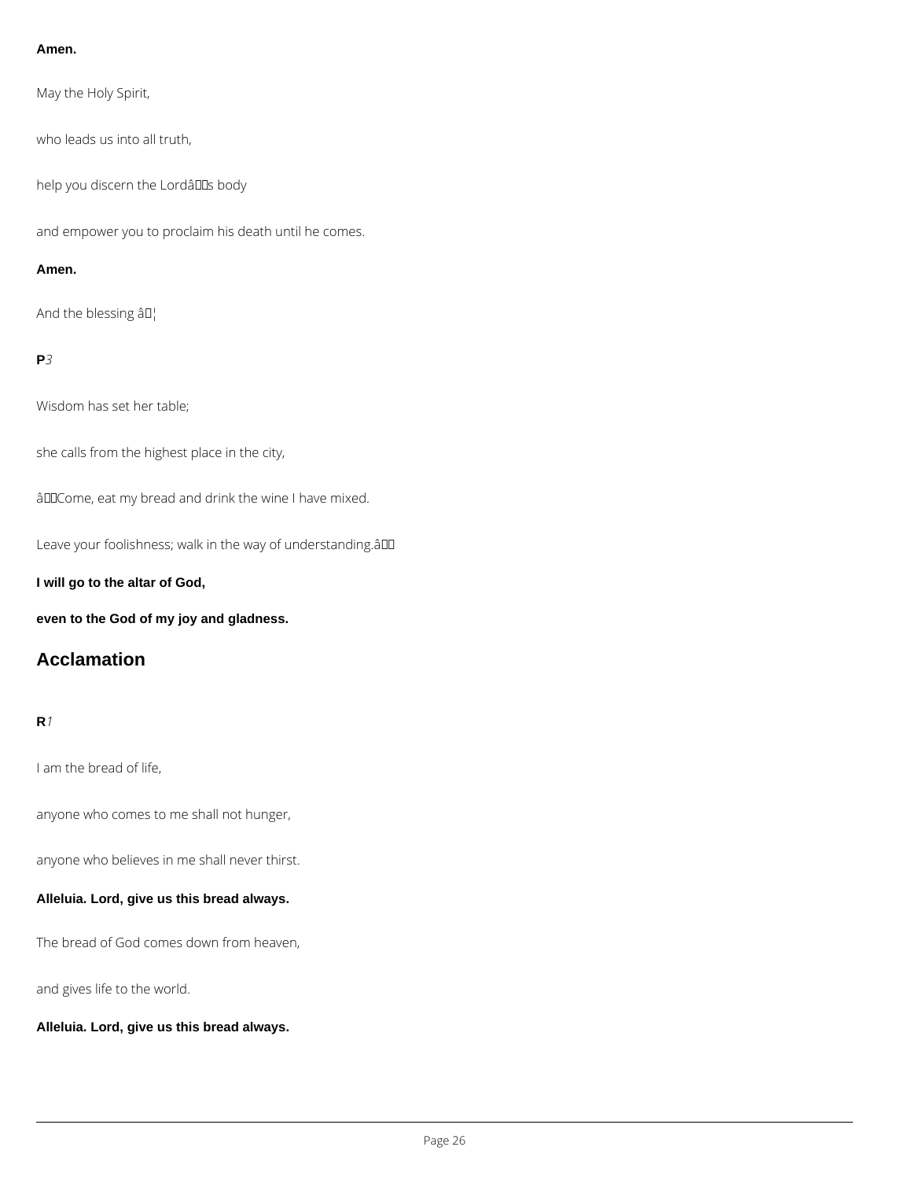**Amen.**

May the Holy Spirit,

who leads us into all truth,

help you discern the Lord's body

and empower you to proclaim his death until he comes.

**Amen.**

And the blessing …

**P** *3*

Wisdom has set her table;

she calls from the highest place in the city,

"Come, eat my bread and drink the wine I have mixed.

Leave your foolishness; walk in the way of understanding."

**I will go to the altar of God,**

**even to the God of my joy and gladness.**

## Acclamation

**R** *1*

I am the bread of life,

anyone who comes to me shall not hunger,

anyone who believes in me shall never thirst.

**Alleluia. Lord, give us this bread always.**

The bread of God comes down from heaven,

and gives life to the world.

**Alleluia. Lord, give us this bread always.**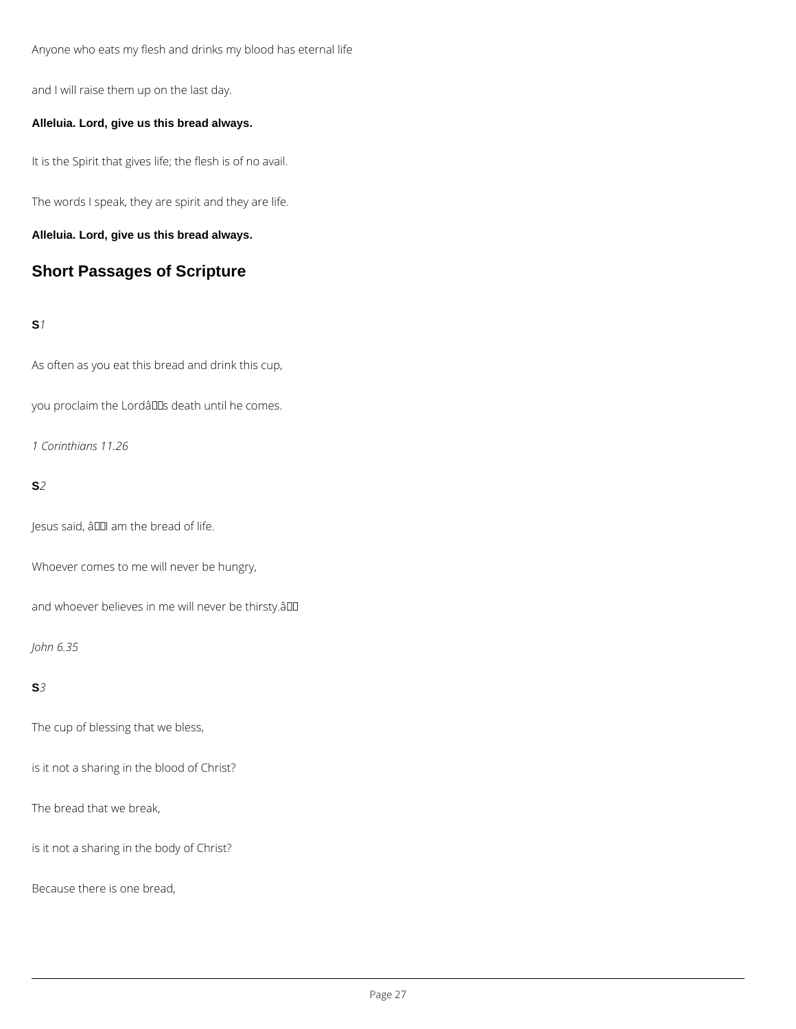Anyone who eats my flesh and drinks my blood has eternal life

and I will raise them up on the last day.

**Alleluia. Lord, give us this bread always.**

It is the Spirit that gives life; the flesh is of no avail.

The words I speak, they are spirit and they are life.

**Alleluia. Lord, give us this bread always.**

## Short Passages of Scripture

**S***1*

As often as you eat this bread and drink this cup,

you proclaim the Lordâs death until he comes.

*1 Corinthians 11.26*

**S***2*

Jesus said, âI am the bread of life.

Whoever comes to me will never be hungry,

and whoever believes in me will never be thirsty.â

*John 6.35*

**S***3*

The cup of blessing that we bless,

is it not a sharing in the blood of Christ?

The bread that we break,

is it not a sharing in the body of Christ?

Because there is one bread,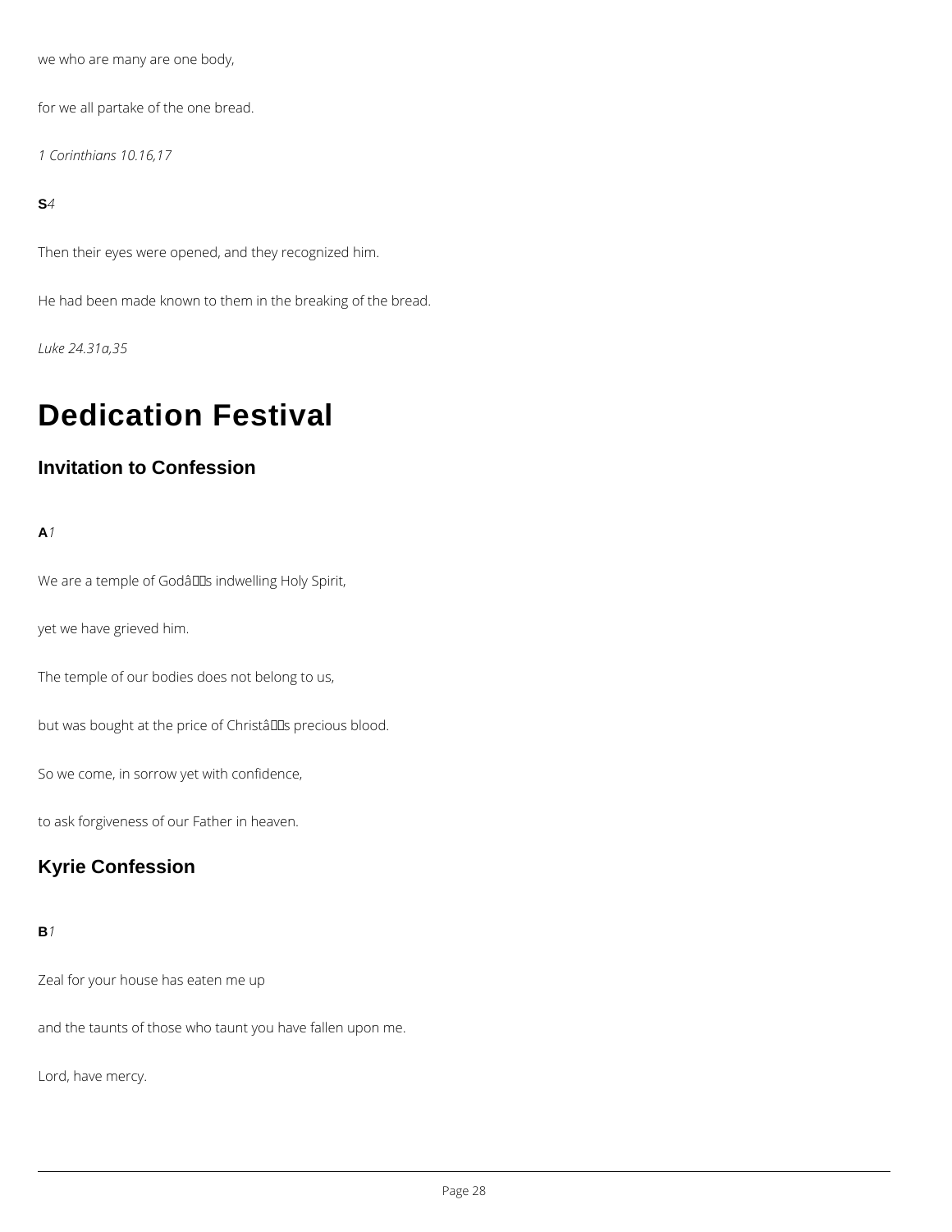we who are many are one body,

for we all partake of the one bread.

*1 Corinthians 10.16,17*

**S***4*

Then their eyes were opened, and they recognized him.

He had been made known to them in the breaking of the bread.

*Luke 24.31a,35*

# Dedication Festival

## Invitation to Confession

**A***1*

We are a temple of Godâs indwelling Holy Spirit,

yet we have grieved him.

The temple of our bodies does not belong to us,

but was bought at the price of Christâs precious blood.

So we come, in sorrow yet with confidence,

to ask forgiveness of our Father in heaven.

## Kyrie Confession

**B***1*

Zeal for your house has eaten me up

and the taunts of those who taunt you have fallen upon me.

Lord, have mercy.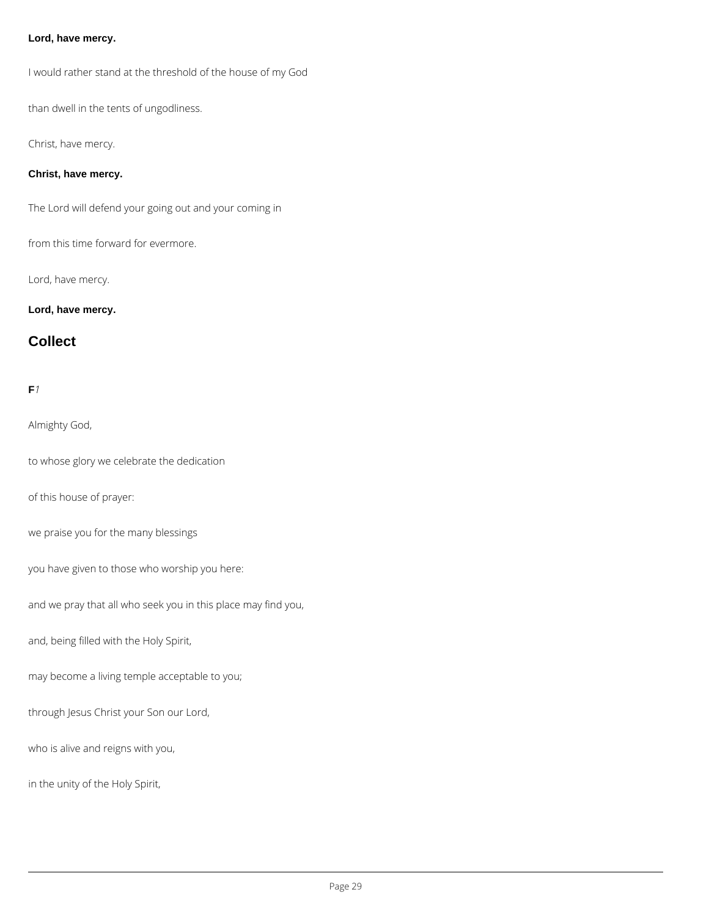**Lord, have mercy.**

I would rather stand at the threshold of the house of my God

than dwell in the tents of ungodliness.

Christ, have mercy.

**Christ, have mercy.**

The Lord will defend your going out and your coming in

from this time forward for evermore.

Lord, have mercy.

**Lord, have mercy.**

## Collect

**F***1*

Almighty God,

to whose glory we celebrate the dedication

of this house of prayer:

we praise you for the many blessings

you have given to those who worship you here:

and we pray that all who seek you in this place may find you,

and, being filled with the Holy Spirit,

may become a living temple acceptable to you;

through Jesus Christ your Son our Lord,

who is alive and reigns with you,

in the unity of the Holy Spirit,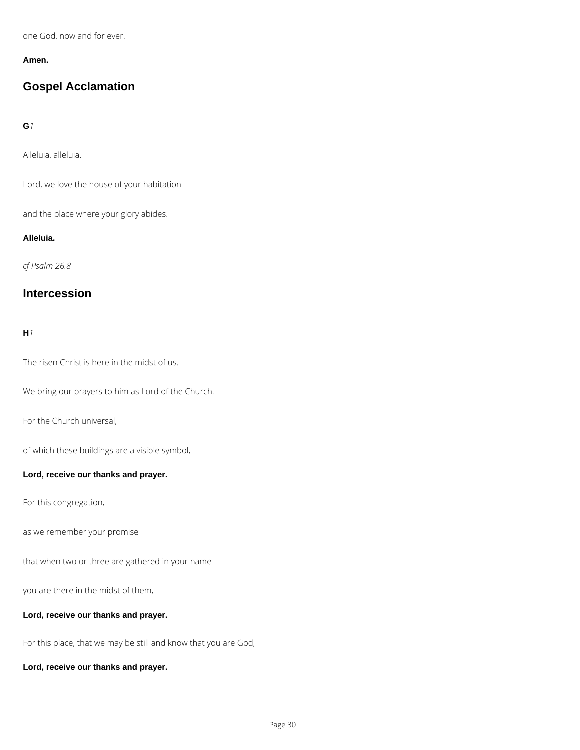one God, now and for ever.

**Amen.**

## Gospel Acclamation

**G***1*

Alleluia, alleluia.

Lord, we love the house of your habitation

and the place where your glory abides.

**Alleluia.**

*cf Psalm 26.8*

## Intercession

**H***1*

The risen Christ is here in the midst of us.

We bring our prayers to him as Lord of the Church.

For the Church universal,

of which these buildings are a visible symbol,

**Lord, receive our thanks and prayer.**

For this congregation,

as we remember your promise

that when two or three are gathered in your name

you are there in the midst of them,

**Lord, receive our thanks and prayer.**

For this place, that we may be still and know that you are God,

**Lord, receive our thanks and prayer.**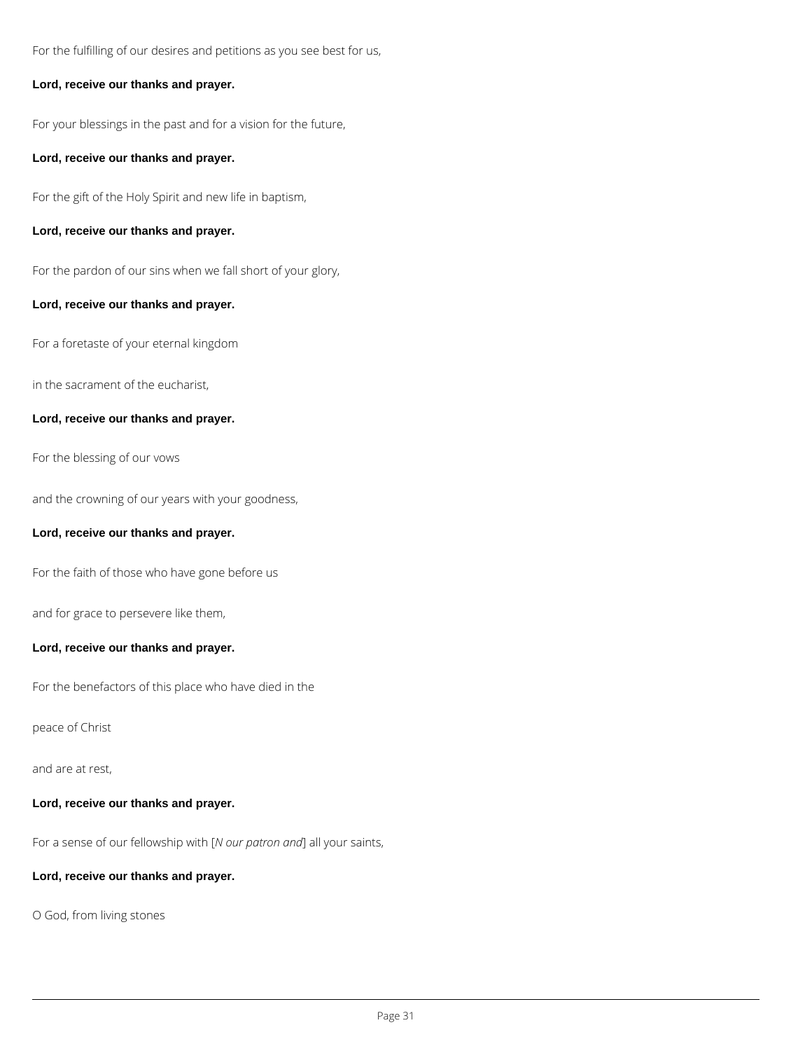For the fulfilling of our desires and petitions as you see best for us,

**Lord, receive our thanks and prayer.**

For your blessings in the past and for a vision for the future,

**Lord, receive our thanks and prayer.**

For the gift of the Holy Spirit and new life in baptism,

**Lord, receive our thanks and prayer.**

For the pardon of our sins when we fall short of your glory,

**Lord, receive our thanks and prayer.**

For a foretaste of your eternal kingdom

in the sacrament of the eucharist,

**Lord, receive our thanks and prayer.**

For the blessing of our vows

and the crowning of our years with your goodness,

**Lord, receive our thanks and prayer.**

For the faith of those who have gone before us

and for grace to persevere like them,

**Lord, receive our thanks and prayer.**

For the benefactors of this place who have died in the

peace of Christ

and are at rest,

**Lord, receive our thanks and prayer.**

For a sense of our fellowship with [*N our patron and*] all your saints,

**Lord, receive our thanks and prayer.**

O God, from living stones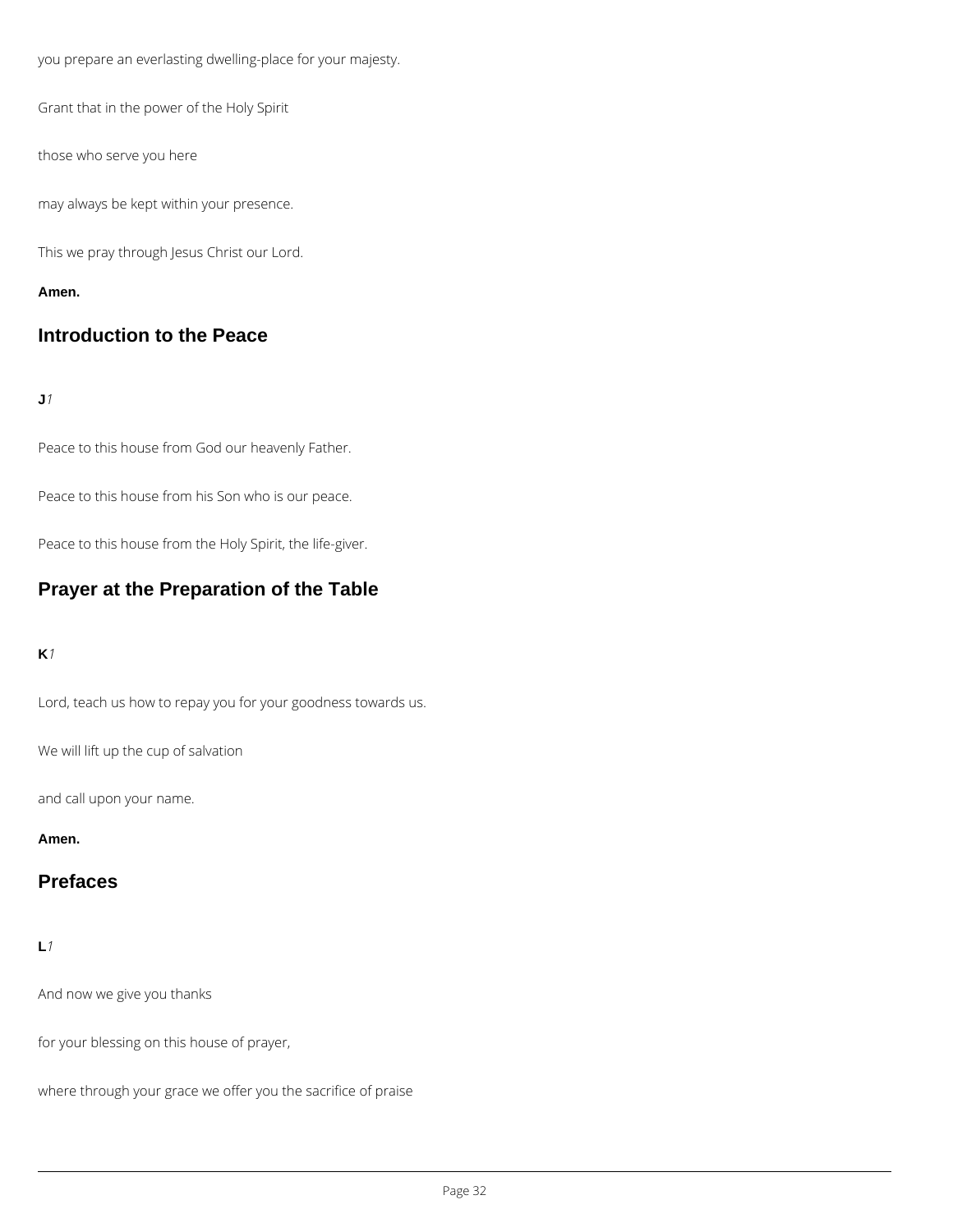you prepare an everlasting dwelling-place for your majesty.

Grant that in the power of the Holy Spirit

those who serve you here

may always be kept within your presence.

This we pray through Jesus Christ our Lord.

**Amen.**

## Introduction to the Peace

**J***1*

Peace to this house from God our heavenly Father.

Peace to this house from his Son who is our peace.

Peace to this house from the Holy Spirit, the life-giver.

## Prayer at the Preparation of the Table

**K***1*

Lord, teach us how to repay you for your goodness towards us.

We will lift up the cup of salvation

and call upon your name.

**Amen.**

## Prefaces

**L***1*

And now we give you thanks

for your blessing on this house of prayer,

where through your grace we offer you the sacrifice of praise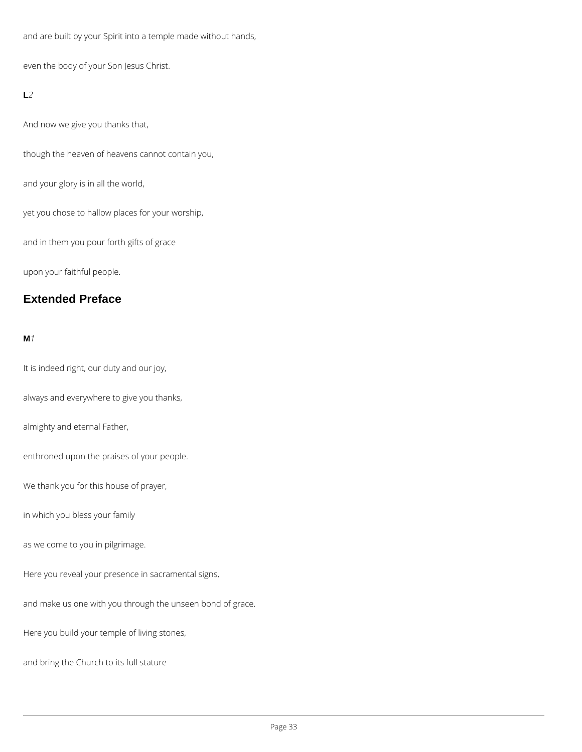and are built by your Spirit into a temple made without hands,

even the body of your Son Jesus Christ.

**L***2*

And now we give you thanks that,

though the heaven of heavens cannot contain you,

and your glory is in all the world,

yet you chose to hallow places for your worship,

and in them you pour forth gifts of grace

upon your faithful people.

## Extended Preface

**M***1*

It is indeed right, our duty and our joy,

always and everywhere to give you thanks,

almighty and eternal Father,

enthroned upon the praises of your people.

We thank you for this house of prayer,

in which you bless your family

as we come to you in pilgrimage.

Here you reveal your presence in sacramental signs,

and make us one with you through the unseen bond of grace.

Here you build your temple of living stones,

and bring the Church to its full stature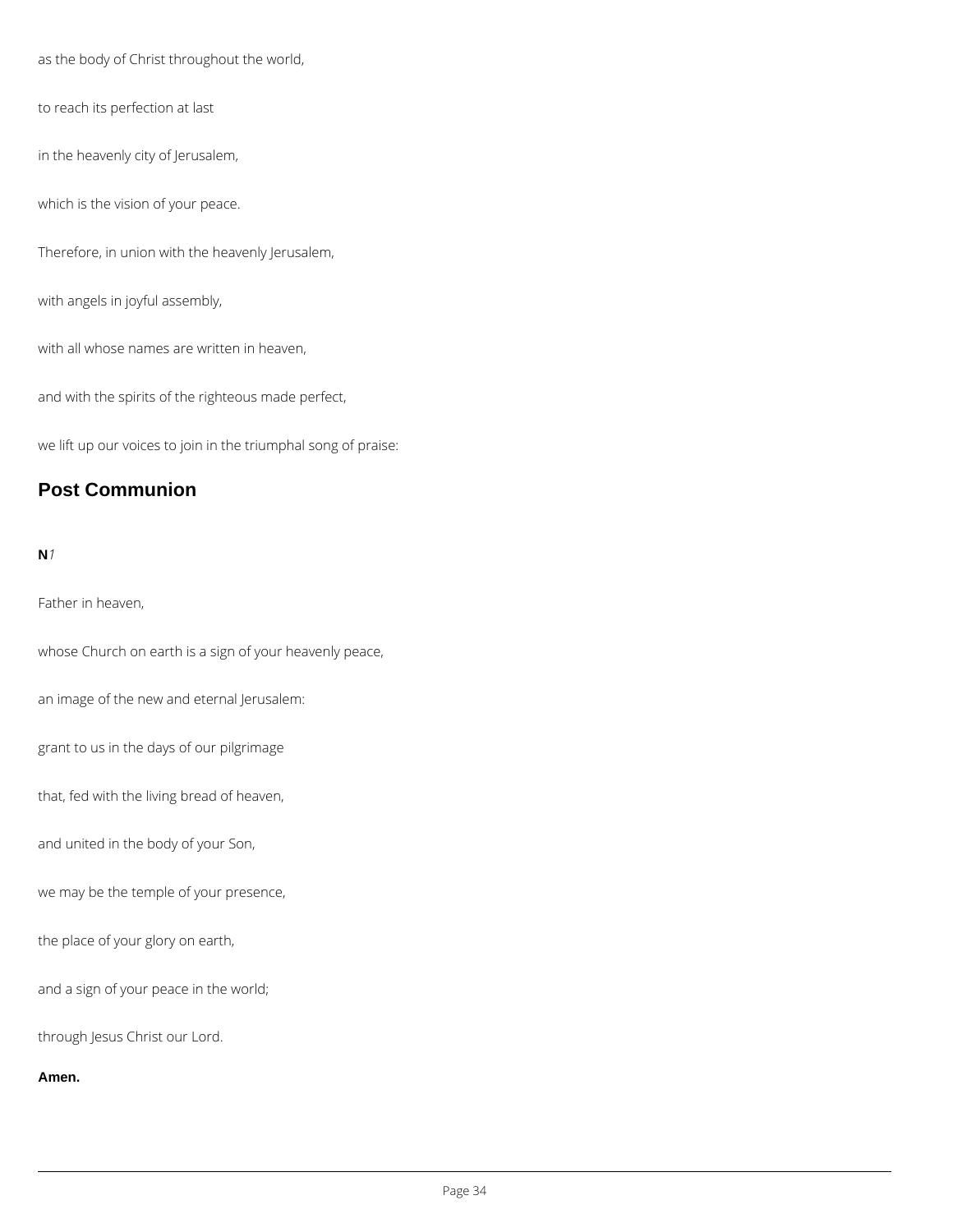as the body of Christ throughout the world,

to reach its perfection at last

in the heavenly city of Jerusalem,

which is the vision of your peace.

Therefore, in union with the heavenly Jerusalem,

with angels in joyful assembly,

with all whose names are written in heaven,

and with the spirits of the righteous made perfect,

we lift up our voices to join in the triumphal song of praise:

## Post Communion

**N** *1*

Father in heaven,

whose Church on earth is a sign of your heavenly peace,

an image of the new and eternal Jerusalem:

grant to us in the days of our pilgrimage

that, fed with the living bread of heaven,

and united in the body of your Son,

we may be the temple of your presence,

the place of your glory on earth,

and a sign of your peace in the world;

through Jesus Christ our Lord.

**Amen.**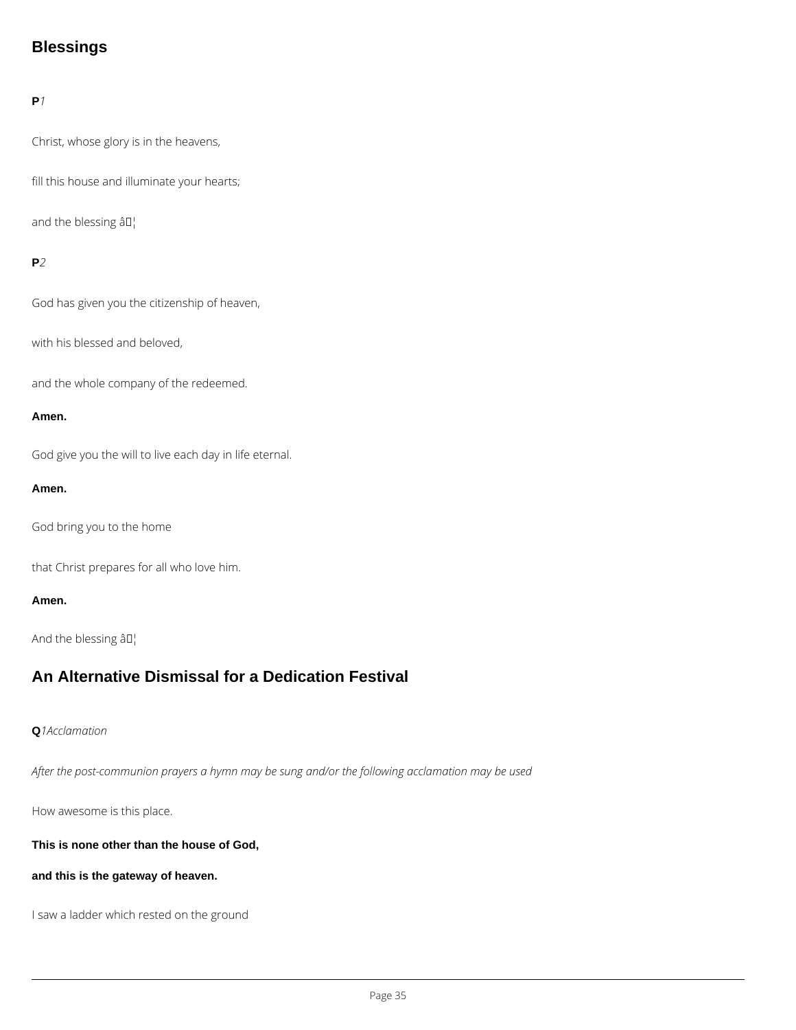## Blessings

**P** *1*

Christ, whose glory is in the heavens,

fill this house and illuminate your hearts;

and the blessing â€¦

**P** *2*

God has given you the citizenship of heaven,

with his blessed and beloved,

and the whole company of the redeemed.

**Amen.**

God give you the will to live each day in life eternal.

**Amen.**

God bring you to the home

that Christ prepares for all who love him.

**Amen.**

And the blessing â€¦

## An Alternative Dismissal for a Dedication Festival

**Q** *1 Acclamation*

*After the post-communion prayers a hymn may be sung and/or the following acclamation may be used*

How awesome is this place.

**This is none other than the house of God,**

**and this is the gateway of heaven.**

I saw a ladder which rested on the ground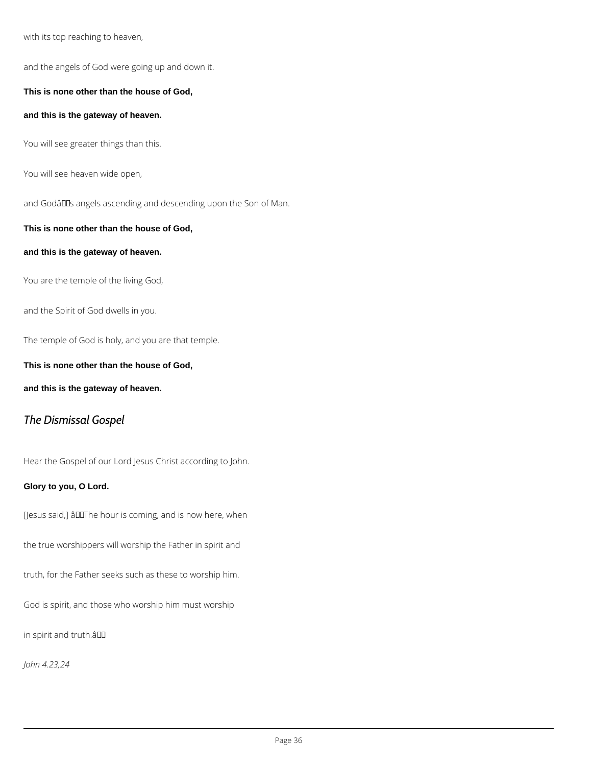with its top reaching to heaven,

and the angels of God were going up and down it.

**This is none other than the house of God,**

**and this is the gateway of heaven.**

You will see greater things than this.

You will see heaven wide open,

and God's angels ascending and descending upon the Son of Man.

**This is none other than the house of God,**

**and this is the gateway of heaven.**

You are the temple of the living God,

and the Spirit of God dwells in you.

The temple of God is holy, and you are that temple.

**This is none other than the house of God,**

**and this is the gateway of heaven.**

## *The Dismissal Gospel*

Hear the Gospel of our Lord Jesus Christ according to John.

**Glory to you, O Lord.**

[Jesus said,] 'The hour is coming, and is now here, when

the true worshippers will worship the Father in spirit and

truth, for the Father seeks such as these to worship him.

God is spirit, and those who worship him must worship

in spirit and truth.'

*John 4.23,24*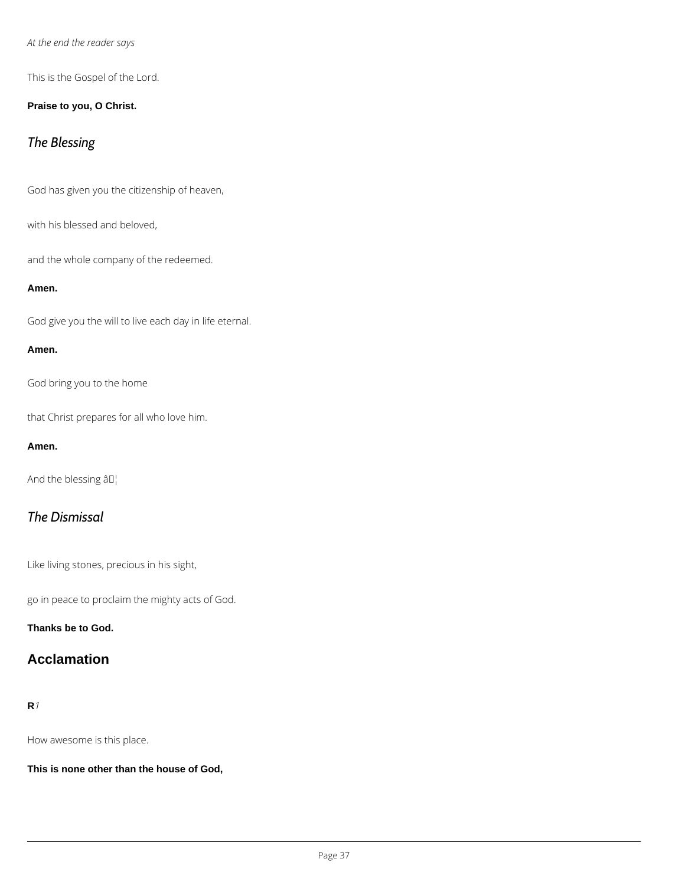*At the end the reader says*

This is the Gospel of the Lord.

**Praise to you, O Christ.**

## *The Blessing*

God has given you the citizenship of heaven,

with his blessed and beloved,

and the whole company of the redeemed.

**Amen.**

God give you the will to live each day in life eternal.

**Amen.**

God bring you to the home

that Christ prepares for all who love him.

**Amen.**

And the blessing â¦

## *The Dismissal*

Like living stones, precious in his sight,

go in peace to proclaim the mighty acts of God.

**Thanks be to God.**

# Acclamation

**R***1*

How awesome is this place.

**This is none other than the house of God,**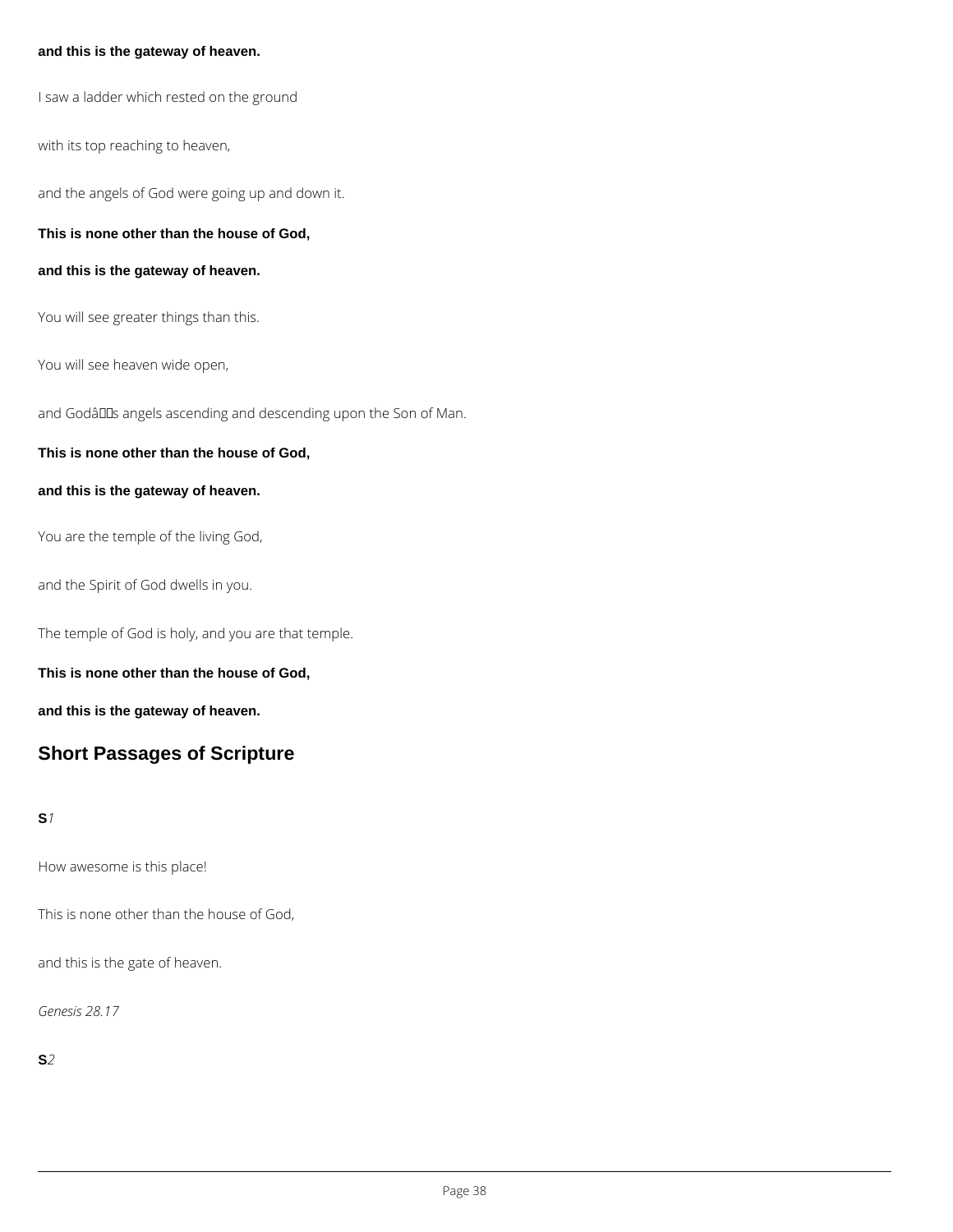**and this is the gateway of heaven.**

I saw a ladder which rested on the ground

with its top reaching to heaven,

and the angels of God were going up and down it.

**This is none other than the house of God,**

**and this is the gateway of heaven.**

You will see greater things than this.

You will see heaven wide open,

and Godâs angels ascending and descending upon the Son of Man.

**This is none other than the house of God,**

**and this is the gateway of heaven.**

You are the temple of the living God,

and the Spirit of God dwells in you.

The temple of God is holy, and you are that temple.

**This is none other than the house of God,**

**and this is the gateway of heaven.**

## Short Passages of Scripture

**S***1*

How awesome is this place!

This is none other than the house of God,

and this is the gate of heaven.

*Genesis 28.17*

**S***2*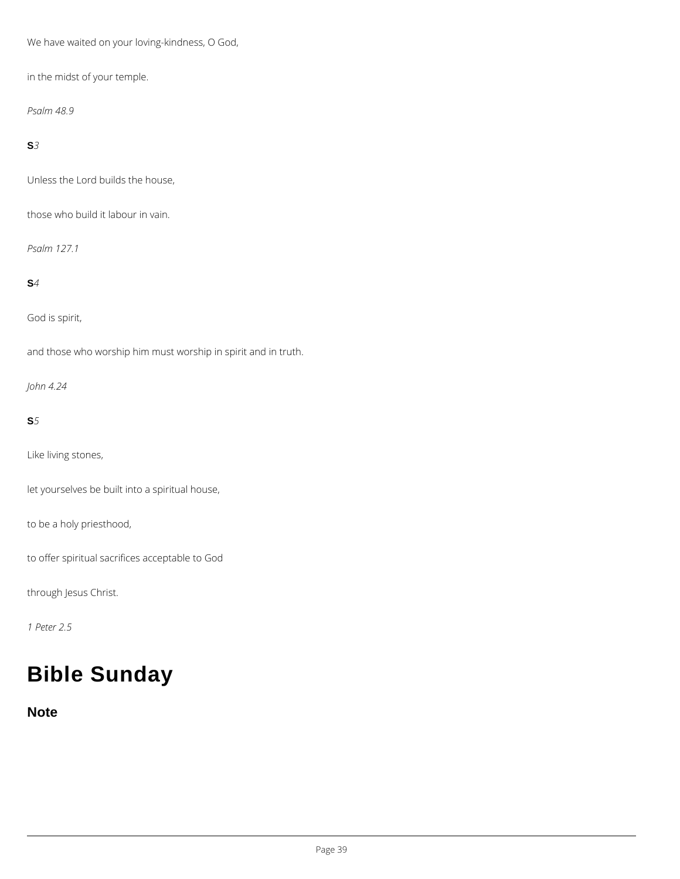We have waited on your loving-kindness, O God,

in the midst of your temple.

*Psalm 48.9*

**S***3*

Unless the Lord builds the house,

those who build it labour in vain.

*Psalm 127.1*

**S***4*

God is spirit,

and those who worship him must worship in spirit and in truth.

*John 4.24*

**S***5*

Like living stones,

let yourselves be built into a spiritual house,

to be a holy priesthood,

to offer spiritual sacrifices acceptable to God

through Jesus Christ.

*1 Peter 2.5*

# Bible Sunday

## Note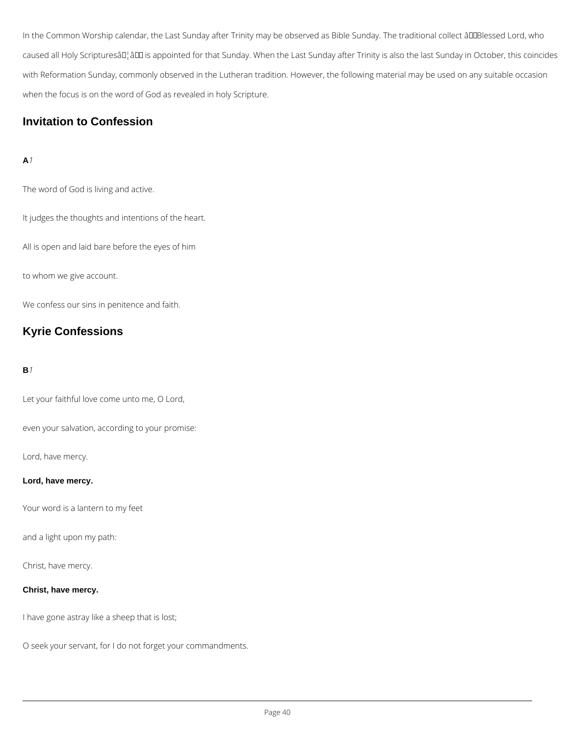In the Common Worship calendar, the Last Sunday after Trinity may be observed as Bible Sunday. The traditional collect â€˜Blessed Lord, who caused all Holy Scripturesâ€¦â€™ is appointed for that Sunday. When the Last Sunday after Trinity is also the last Sunday in October, this coincides with Reformation Sunday, commonly observed in the Lutheran tradition. However, the following material may be used on any suitable occasion when the focus is on the word of God as revealed in holy Scripture.

## Invitation to Confession

**A***1*

The word of God is living and active.

It judges the thoughts and intentions of the heart.

All is open and laid bare before the eyes of him

to whom we give account.

We confess our sins in penitence and faith.

## Kyrie Confessions

**B***1*

Let your faithful love come unto me, O Lord,

even your salvation, according to your promise:

Lord, have mercy.

**Lord, have mercy.**

Your word is a lantern to my feet

and a light upon my path:

Christ, have mercy.

**Christ, have mercy.**

I have gone astray like a sheep that is lost;

O seek your servant, for I do not forget your commandments.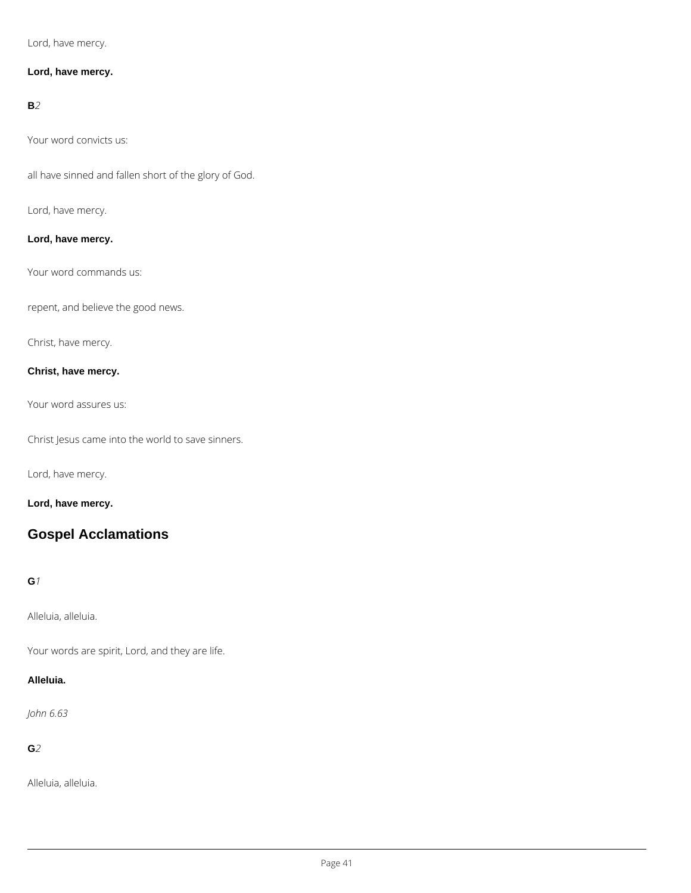Lord, have mercy.

**Lord, have mercy.**

**B***2*

Your word convicts us:

all have sinned and fallen short of the glory of God.

Lord, have mercy.

**Lord, have mercy.**

Your word commands us:

repent, and believe the good news.

Christ, have mercy.

**Christ, have mercy.**

Your word assures us:

Christ Jesus came into the world to save sinners.

Lord, have mercy.

**Lord, have mercy.**

## Gospel Acclamations

**G***1*

Alleluia, alleluia.

Your words are spirit, Lord, and they are life.

**Alleluia.**

*John 6.63*

**G***2*

Alleluia, alleluia.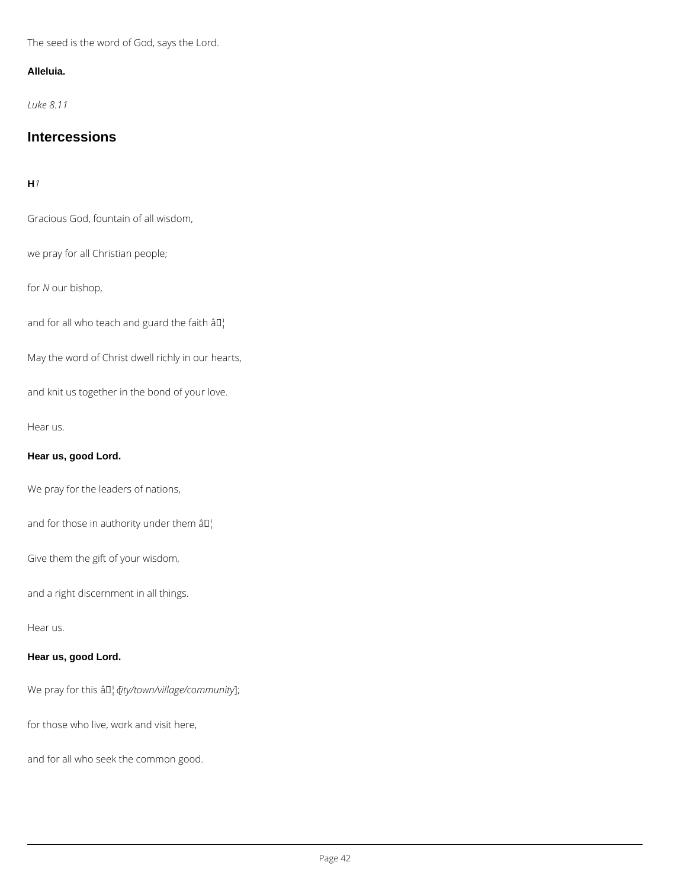The seed is the word of God, says the Lord.

**Alleluia.**

*Luke 8.11*

## Intercessions

**H** *1*

Gracious God, fountain of all wisdom,

we pray for all Christian people;

for *N* our bishop,

and for all who teach and guard the faith â¦

May the word of Christ dwell richly in our hearts,

and knit us together in the bond of your love.

Hear us.

**Hear us, good Lord.**

We pray for the leaders of nations,

and for those in authority under them â¦

Give them the gift of your wisdom,

and a right discernment in all things.

Hear us.

**Hear us, good Lord.**

We pray for this â¦ [*city/town/village/community*];

for those who live, work and visit here,

and for all who seek the common good.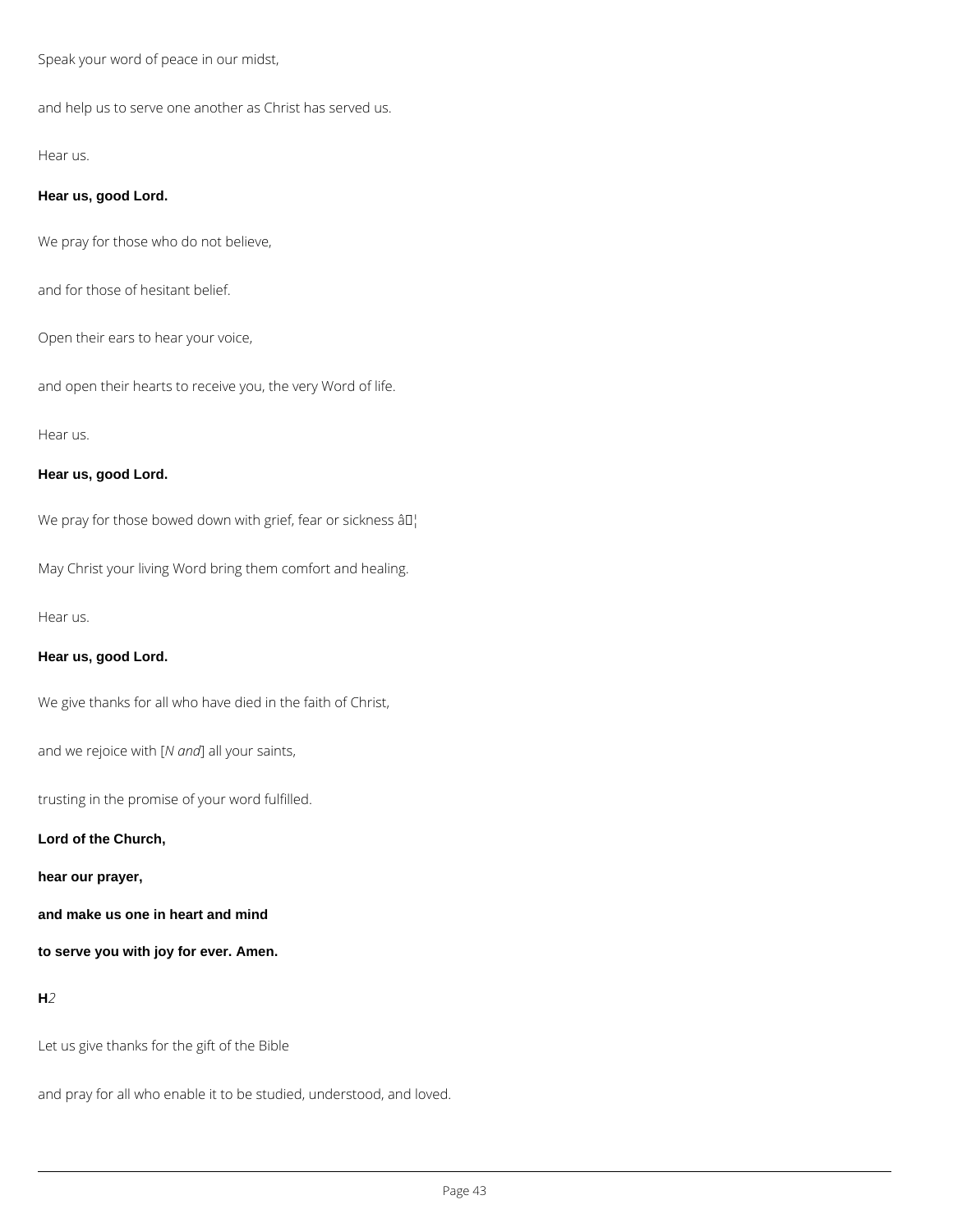Speak your word of peace in our midst,

and help us to serve one another as Christ has served us.

Hear us.

**Hear us, good Lord.**

We pray for those who do not believe,

and for those of hesitant belief.

Open their ears to hear your voice,

and open their hearts to receive you, the very Word of life.

Hear us.

**Hear us, good Lord.**

We pray for those bowed down with grief, fear or sickness â¦

May Christ your living Word bring them comfort and healing.

Hear us.

**Hear us, good Lord.**

We give thanks for all who have died in the faith of Christ,

and we rejoice with [*N and*] all your saints,

trusting in the promise of your word fulfilled.

**Lord of the Church,**

**hear our prayer,**

**and make us one in heart and mind**

**to serve you with joy for ever. Amen.**

**H***2*

Let us give thanks for the gift of the Bible

and pray for all who enable it to be studied, understood, and loved.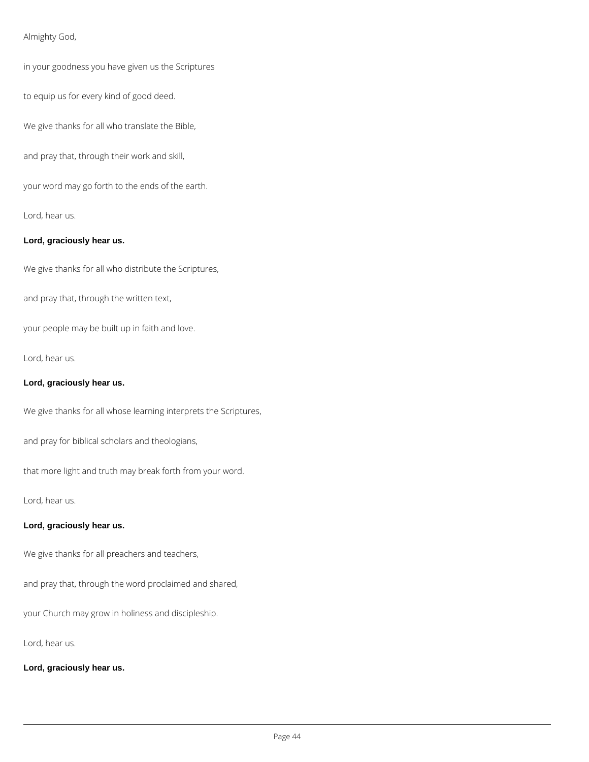Almighty God,

in your goodness you have given us the Scriptures

to equip us for every kind of good deed.

We give thanks for all who translate the Bible,

and pray that, through their work and skill,

your word may go forth to the ends of the earth.

Lord, hear us.

**Lord, graciously hear us.**

We give thanks for all who distribute the Scriptures,

and pray that, through the written text,

your people may be built up in faith and love.

Lord, hear us.

**Lord, graciously hear us.**

We give thanks for all whose learning interprets the Scriptures,

and pray for biblical scholars and theologians,

that more light and truth may break forth from your word.

Lord, hear us.

**Lord, graciously hear us.**

We give thanks for all preachers and teachers,

and pray that, through the word proclaimed and shared,

your Church may grow in holiness and discipleship.

Lord, hear us.

**Lord, graciously hear us.**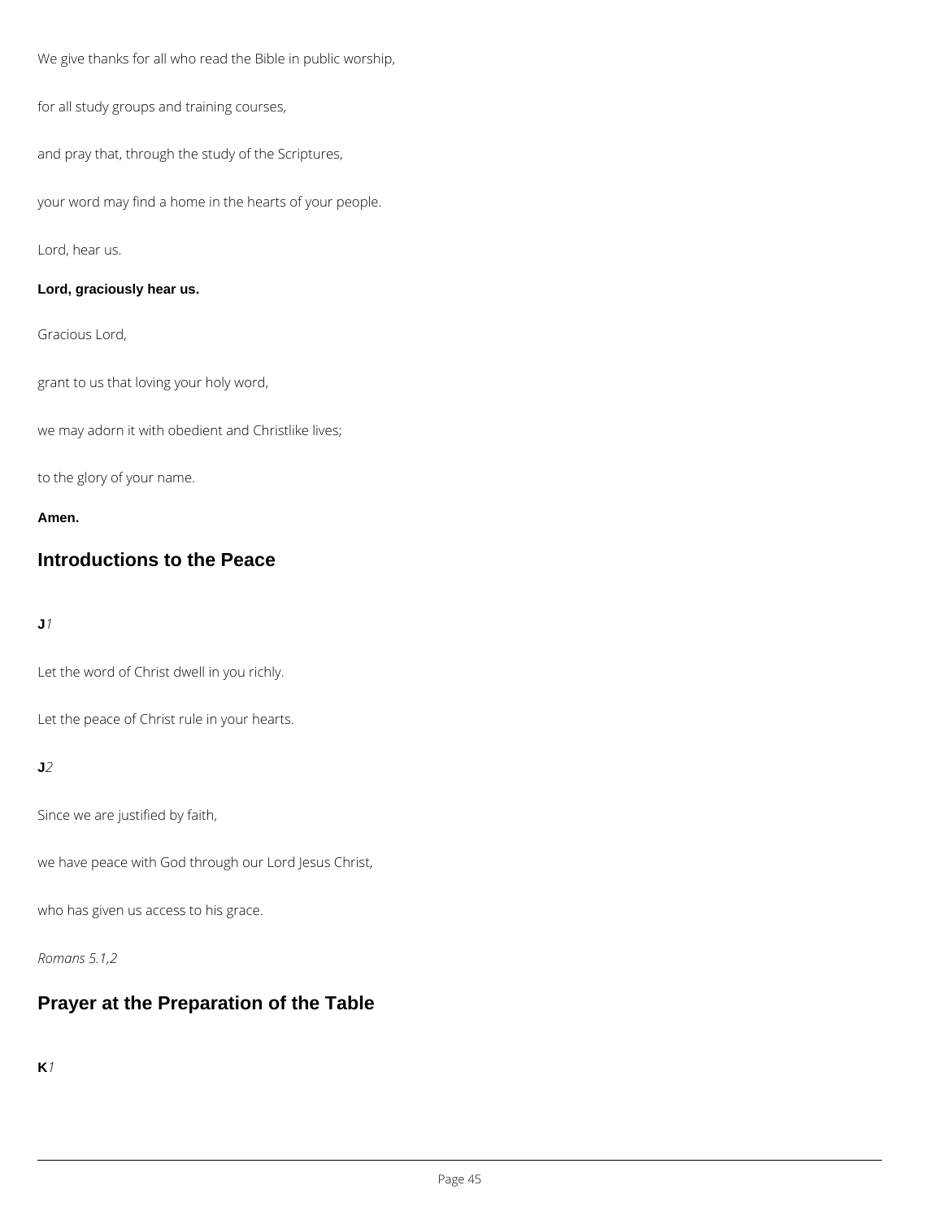We give thanks for all who read the Bible in public worship,

for all study groups and training courses,

and pray that, through the study of the Scriptures,

your word may find a home in the hearts of your people.

Lord, hear us.

**Lord, graciously hear us.**

Gracious Lord,

grant to us that loving your holy word,

we may adorn it with obedient and Christlike lives;

to the glory of your name.

**Amen.**

## Introductions to the Peace

**J***1*

Let the word of Christ dwell in you richly.

Let the peace of Christ rule in your hearts.

**J***2*

Since we are justified by faith,

we have peace with God through our Lord Jesus Christ,

who has given us access to his grace.

*Romans 5.1,2*

## Prayer at the Preparation of the Table

**K***1*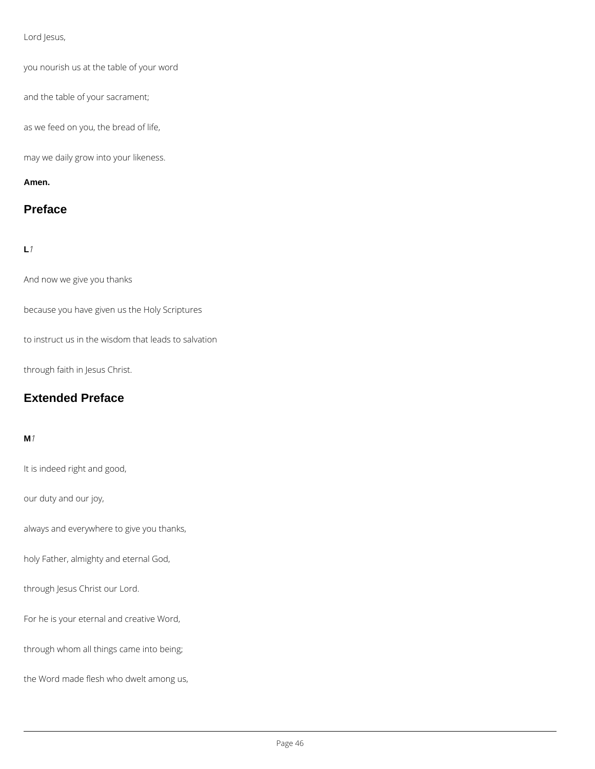Lord Jesus,

you nourish us at the table of your word

and the table of your sacrament;

as we feed on you, the bread of life,

may we daily grow into your likeness.

**Amen.**

## Preface

**L***1*

And now we give you thanks

because you have given us the Holy Scriptures

to instruct us in the wisdom that leads to salvation

through faith in Jesus Christ.

## Extended Preface

**M***1*

It is indeed right and good,

our duty and our joy,

always and everywhere to give you thanks,

holy Father, almighty and eternal God,

through Jesus Christ our Lord.

For he is your eternal and creative Word,

through whom all things came into being;

the Word made flesh who dwelt among us,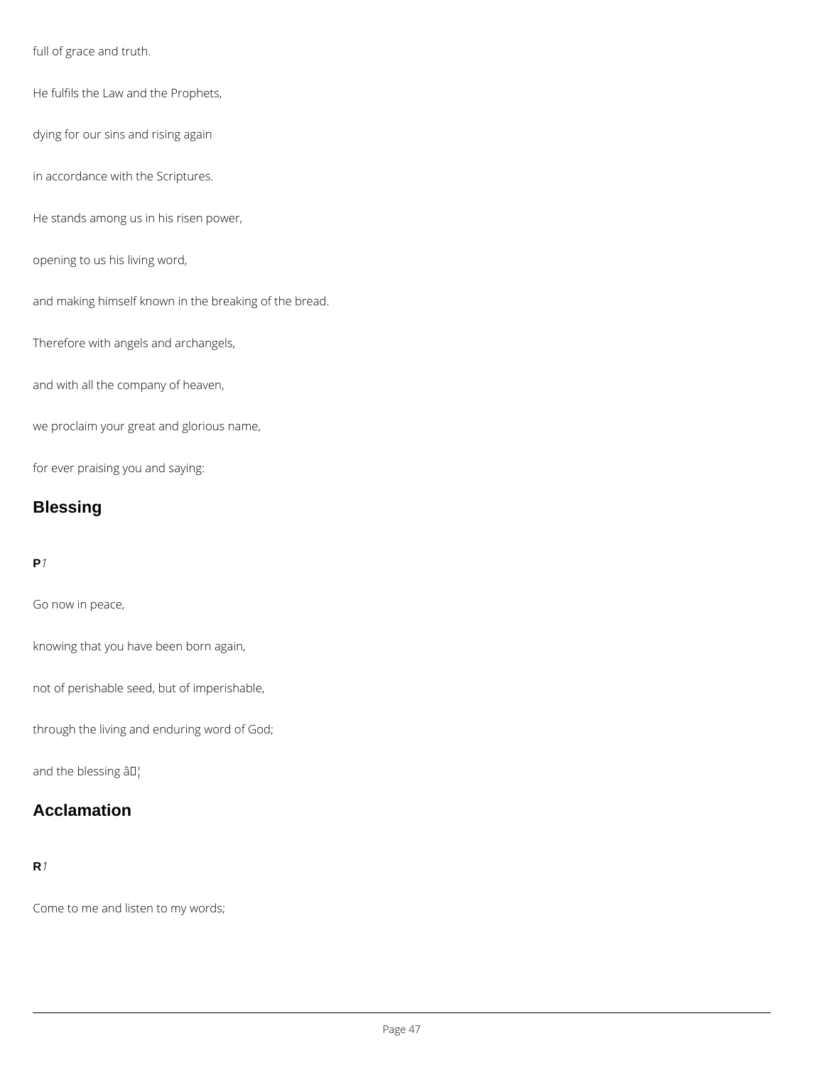full of grace and truth.

He fulfils the Law and the Prophets,

dying for our sins and rising again

in accordance with the Scriptures.

He stands among us in his risen power,

opening to us his living word,

and making himself known in the breaking of the bread.

Therefore with angels and archangels,

and with all the company of heaven,

we proclaim your great and glorious name,

for ever praising you and saying:

## Blessing

**P***1*

Go now in peace,

knowing that you have been born again,

not of perishable seed, but of imperishable,

through the living and enduring word of God;

and the blessing â¦

## Acclamation

**R***1*

Come to me and listen to my words;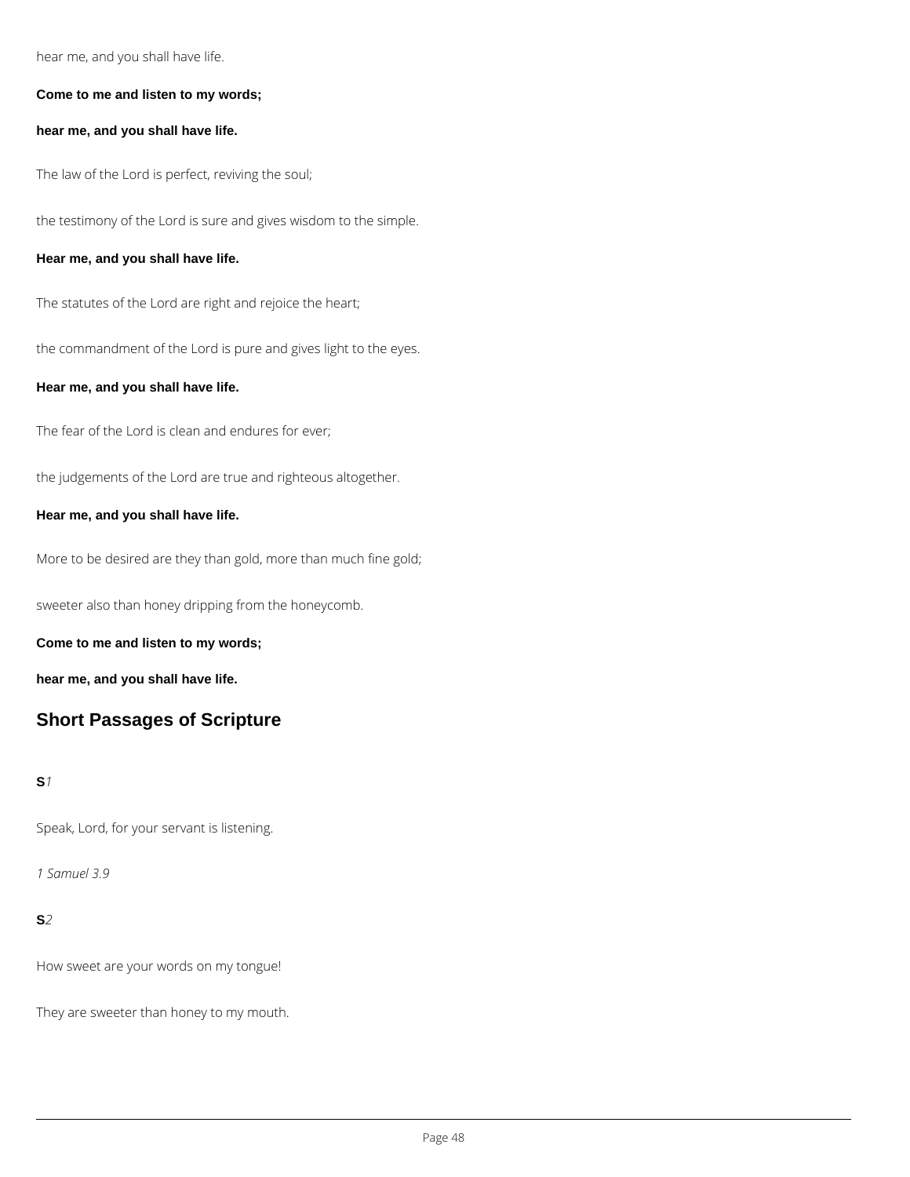hear me, and you shall have life.

**Come to me and listen to my words;**

**hear me, and you shall have life.**

The law of the Lord is perfect, reviving the soul;

the testimony of the Lord is sure and gives wisdom to the simple.

**Hear me, and you shall have life.**

The statutes of the Lord are right and rejoice the heart;

the commandment of the Lord is pure and gives light to the eyes.

**Hear me, and you shall have life.**

The fear of the Lord is clean and endures for ever;

the judgements of the Lord are true and righteous altogether.

**Hear me, and you shall have life.**

More to be desired are they than gold, more than much fine gold;

sweeter also than honey dripping from the honeycomb.

**Come to me and listen to my words;**

**hear me, and you shall have life.**

## Short Passages of Scripture

**S***1*

Speak, Lord, for your servant is listening.

*1 Samuel 3.9*

**S***2*

How sweet are your words on my tongue!

They are sweeter than honey to my mouth.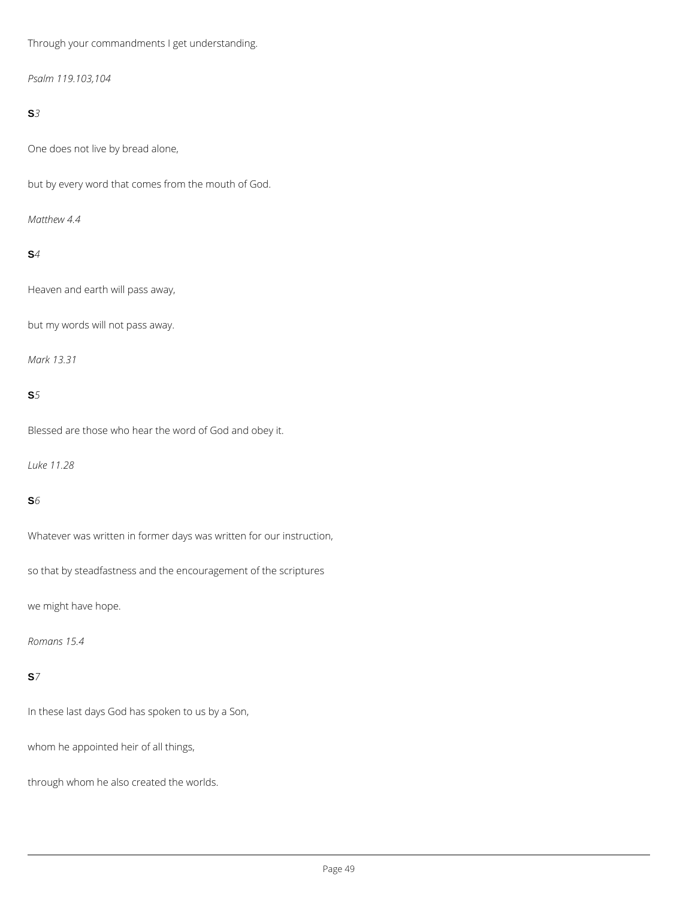Through your commandments I get understanding.

*Psalm 119.103,104*

**S***3*

One does not live by bread alone,

but by every word that comes from the mouth of God.

*Matthew 4.4*

**S***4*

Heaven and earth will pass away,

but my words will not pass away.

*Mark 13.31*

**S***5*

Blessed are those who hear the word of God and obey it.

*Luke 11.28*

**S***6*

Whatever was written in former days was written for our instruction,

so that by steadfastness and the encouragement of the scriptures

we might have hope.

*Romans 15.4*

**S***7*

In these last days God has spoken to us by a Son,

whom he appointed heir of all things,

through whom he also created the worlds.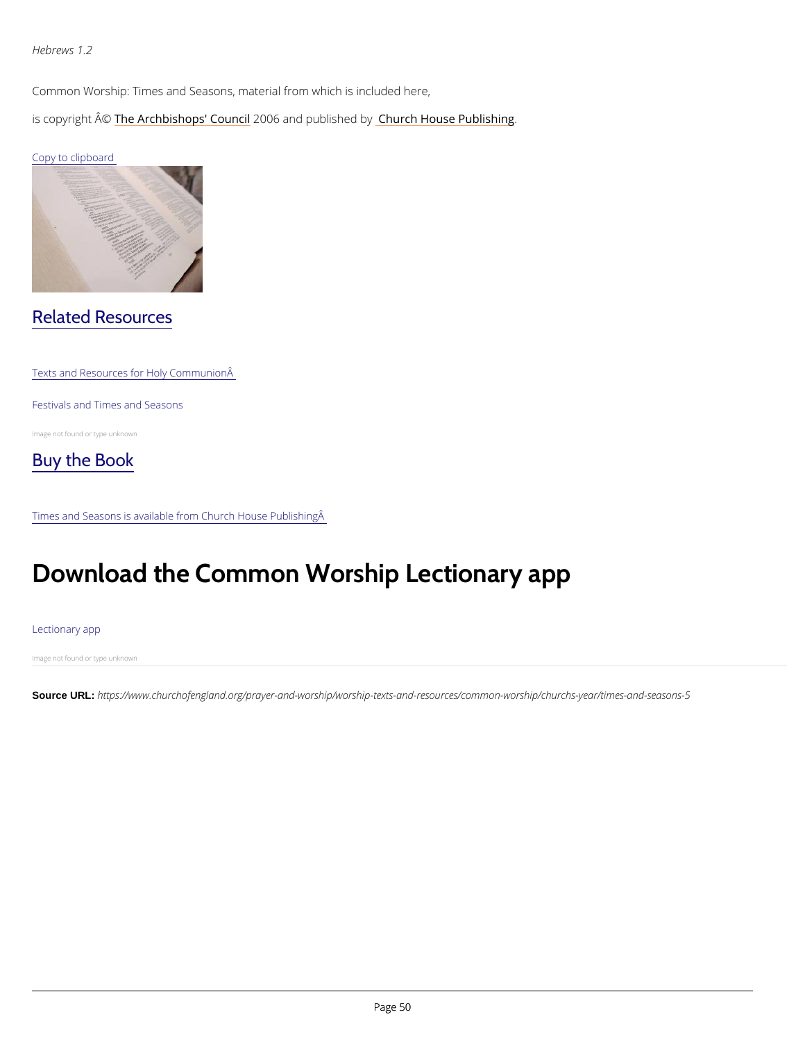*Hebrews 1.2*

Common Worship: Times and Seasons, material from which is included here,

is copyright Â© The Archbishops' Council 2006 and published by Church House Publishing.

Copy to clipboard

## Related Resources

Texts and Resources for Holy CommunionÂ

Festivals and Times and Seasons

Image not found or type unknown

## Buy the Book

Times and Seasons is available from Church House PublishingÂ

# Download the Common Worship Lectionary app

Lectionary app

Image not found or type unknown

**Source URL:** *https://www.churchofengland.org/prayer-and-worship/worship-texts-and-resources/common-worship/churchs-year/times-and-seasons-5*